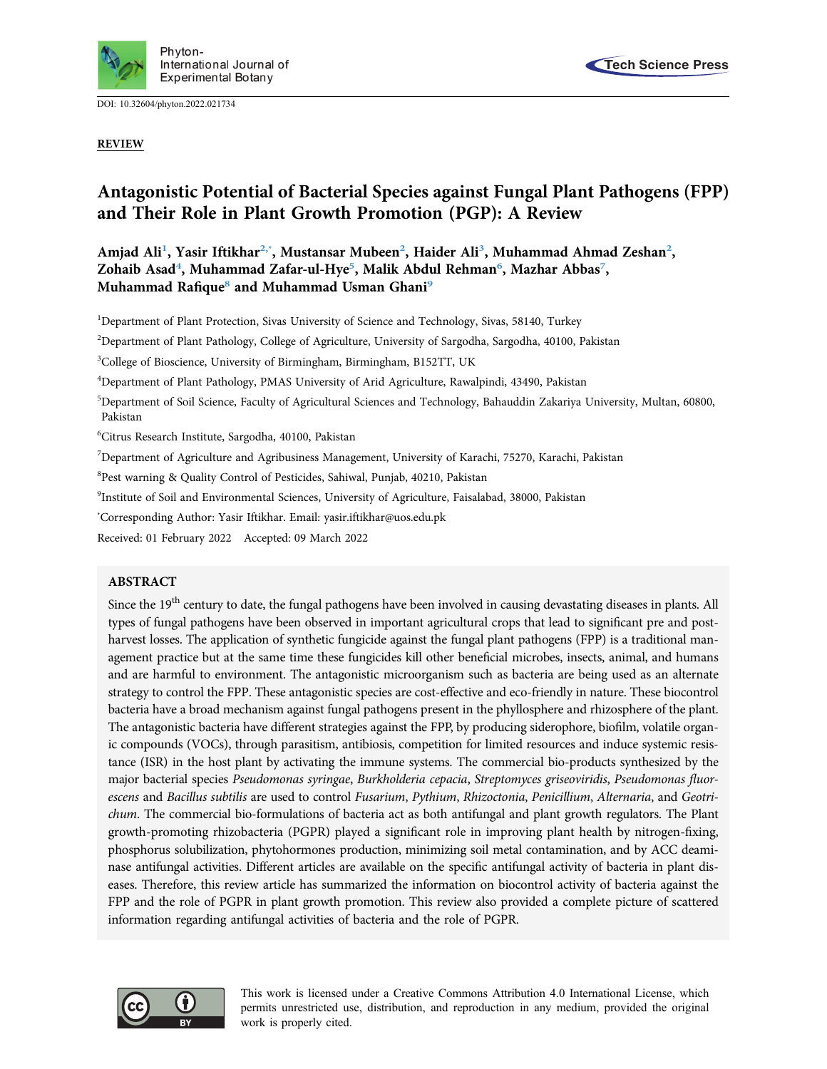DOI: 10.32604/phyton.2022.021734

**REVIEW**

# Antagonistic Potential of Bacterial Species against Fungal Plant Pathogens (FPP) and Their Role in Plant Growth Promotion (PGP): A Review

**Amjad Ali[1], Yasir Iftikhar[2,*], Mustansar Mubeen[2], Haider Ali[3], Muhammad Ahmad Zeshan[2], Zohaib Asad[4], Muhammad Zafar-ul-Hye[5], Malik Abdul Rehman[6], Mazhar Abbas[7], Muhammad Rafique[8] and Muhammad Usman Ghani[9]**

[1]Department of Plant Protection, Sivas University of Science and Technology, Sivas, 58140, Turkey

[2]Department of Plant Pathology, College of Agriculture, University of Sargodha, Sargodha, 40100, Pakistan

[3]College of Bioscience, University of Birmingham, Birmingham, B152TT, UK

[4]Department of Plant Pathology, PMAS University of Arid Agriculture, Rawalpindi, 43490, Pakistan

[5]Department of Soil Science, Faculty of Agricultural Sciences and Technology, Bahauddin Zakariya University, Multan, 60800, Pakistan

[6]Citrus Research Institute, Sargodha, 40100, Pakistan

[7]Department of Agriculture and Agribusiness Management, University of Karachi, 75270, Karachi, Pakistan

[8]Pest warning & Quality Control of Pesticides, Sahiwal, Punjab, 40210, Pakistan

[9]Institute of Soil and Environmental Sciences, University of Agriculture, Faisalabad, 38000, Pakistan

[*]Corresponding Author: Yasir Iftikhar. Email: yasir.iftikhar@uos.edu.pk

Received: 01 February 2022 Accepted: 09 March 2022

## ABSTRACT

Since the 19[th] century to date, the fungal pathogens have been involved in causing devastating diseases in plants. All types of fungal pathogens have been observed in important agricultural crops that lead to significant pre and post-harvest losses. The application of synthetic fungicide against the fungal plant pathogens (FPP) is a traditional management practice but at the same time these fungicides kill other beneficial microbes, insects, animal, and humans and are harmful to environment. The antagonistic microorganism such as bacteria are being used as an alternate strategy to control the FPP. These antagonistic species are cost-effective and eco-friendly in nature. These biocontrol bacteria have a broad mechanism against fungal pathogens present in the phyllosphere and rhizosphere of the plant. The antagonistic bacteria have different strategies against the FPP, by producing siderophore, biofilm, volatile organic compounds (VOCs), through parasitism, antibiosis, competition for limited resources and induce systemic resistance (ISR) in the host plant by activating the immune systems. The commercial bio-products synthesized by the major bacterial species *Pseudomonas syringae*, *Burkholderia cepacia*, *Streptomyces griseoviridis*, *Pseudomonas fluorescens* and *Bacillus subtilis* are used to control *Fusarium*, *Pythium*, *Rhizoctonia*, *Penicillium*, *Alternaria*, and *Geotrichum*. The commercial bio-formulations of bacteria act as both antifungal and plant growth regulators. The Plant growth-promoting rhizobacteria (PGPR) played a significant role in improving plant health by nitrogen-fixing, phosphorus solubilization, phytohormones production, minimizing soil metal contamination, and by ACC deaminase antifungal activities. Different articles are available on the specific antifungal activity of bacteria in plant diseases. Therefore, this review article has summarized the information on biocontrol activity of bacteria against the FPP and the role of PGPR in plant growth promotion. This review also provided a complete picture of scattered information regarding antifungal activities of bacteria and the role of PGPR.

This work is licensed under a Creative Commons Attribution 4.0 International License, which permits unrestricted use, distribution, and reproduction in any medium, provided the original work is properly cited.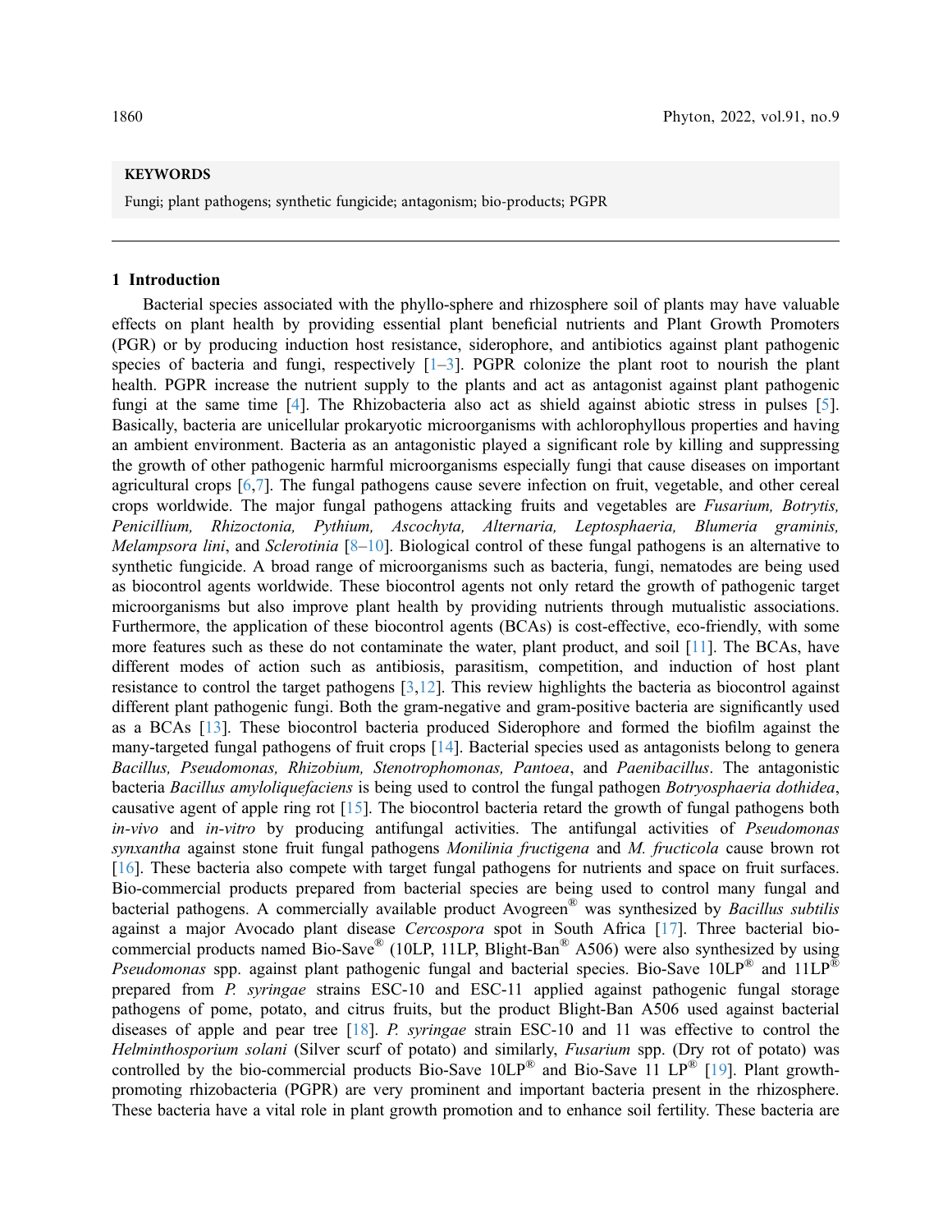**KEYWORDS**

Fungi; plant pathogens; synthetic fungicide; antagonism; bio-products; PGPR

## 1 Introduction

Bacterial species associated with the phyllo-sphere and rhizosphere soil of plants may have valuable effects on plant health by providing essential plant beneficial nutrients and Plant Growth Promoters (PGR) or by producing induction host resistance, siderophore, and antibiotics against plant pathogenic species of bacteria and fungi, respectively [1–3]. PGPR colonize the plant root to nourish the plant health. PGPR increase the nutrient supply to the plants and act as antagonist against plant pathogenic fungi at the same time [4]. The Rhizobacteria also act as shield against abiotic stress in pulses [5]. Basically, bacteria are unicellular prokaryotic microorganisms with achlorophyllous properties and having an ambient environment. Bacteria as an antagonistic played a significant role by killing and suppressing the growth of other pathogenic harmful microorganisms especially fungi that cause diseases on important agricultural crops [6,7]. The fungal pathogens cause severe infection on fruit, vegetable, and other cereal crops worldwide. The major fungal pathogens attacking fruits and vegetables are *Fusarium, Botrytis, Penicillium, Rhizoctonia, Pythium, Ascochyta, Alternaria, Leptosphaeria, Blumeria graminis, Melampsora lini*, and *Sclerotinia* [8–10]. Biological control of these fungal pathogens is an alternative to synthetic fungicide. A broad range of microorganisms such as bacteria, fungi, nematodes are being used as biocontrol agents worldwide. These biocontrol agents not only retard the growth of pathogenic target microorganisms but also improve plant health by providing nutrients through mutualistic associations. Furthermore, the application of these biocontrol agents (BCAs) is cost-effective, eco-friendly, with some more features such as these do not contaminate the water, plant product, and soil [11]. The BCAs, have different modes of action such as antibiosis, parasitism, competition, and induction of host plant resistance to control the target pathogens [3,12]. This review highlights the bacteria as biocontrol against different plant pathogenic fungi. Both the gram-negative and gram-positive bacteria are significantly used as a BCAs [13]. These biocontrol bacteria produced Siderophore and formed the biofilm against the many-targeted fungal pathogens of fruit crops [14]. Bacterial species used as antagonists belong to genera *Bacillus, Pseudomonas, Rhizobium, Stenotrophomonas, Pantoea*, and *Paenibacillus*. The antagonistic bacteria *Bacillus amyloliquefaciens* is being used to control the fungal pathogen *Botryosphaeria dothidea*, causative agent of apple ring rot [15]. The biocontrol bacteria retard the growth of fungal pathogens both *in-vivo* and *in-vitro* by producing antifungal activities. The antifungal activities of *Pseudomonas synxantha* against stone fruit fungal pathogens *Monilinia fructigena* and *M. fructicola* cause brown rot [16]. These bacteria also compete with target fungal pathogens for nutrients and space on fruit surfaces. Bio-commercial products prepared from bacterial species are being used to control many fungal and bacterial pathogens. A commercially available product Avogreen® was synthesized by *Bacillus subtilis* against a major Avocado plant disease *Cercospora* spot in South Africa [17]. Three bacterial bio-commercial products named Bio-Save® (10LP, 11LP, Blight-Ban® A506) were also synthesized by using *Pseudomonas* spp. against plant pathogenic fungal and bacterial species. Bio-Save 10LP® and 11LP® prepared from *P. syringae* strains ESC-10 and ESC-11 applied against pathogenic fungal storage pathogens of pome, potato, and citrus fruits, but the product Blight-Ban A506 used against bacterial diseases of apple and pear tree [18]. *P. syringae* strain ESC-10 and 11 was effective to control the *Helminthosporium solani* (Silver scurf of potato) and similarly, *Fusarium* spp. (Dry rot of potato) was controlled by the bio-commercial products Bio-Save 10LP® and Bio-Save 11 LP® [19]. Plant growth-promoting rhizobacteria (PGPR) are very prominent and important bacteria present in the rhizosphere. These bacteria have a vital role in plant growth promotion and to enhance soil fertility. These bacteria are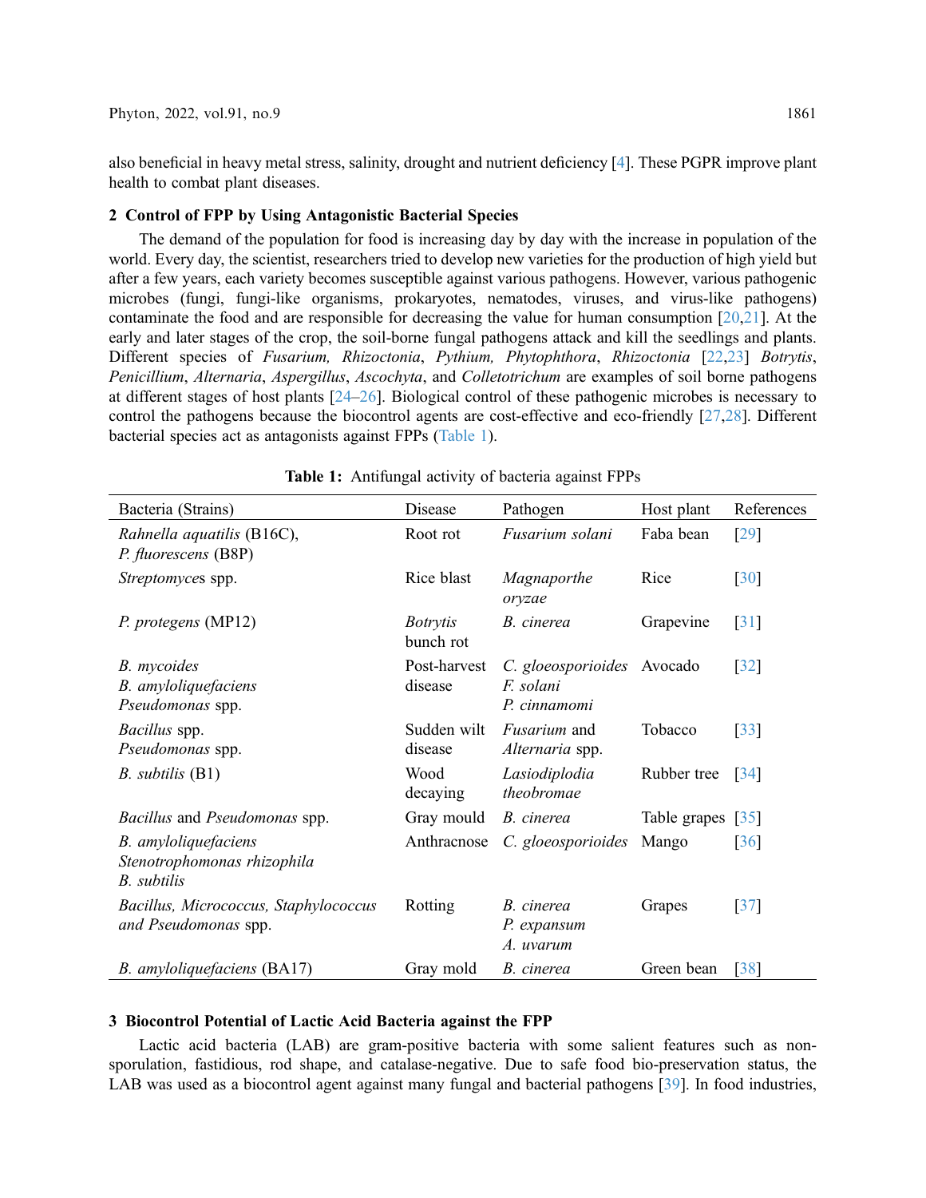also beneficial in heavy metal stress, salinity, drought and nutrient deficiency [4]. These PGPR improve plant health to combat plant diseases.

## 2 Control of FPP by Using Antagonistic Bacterial Species

The demand of the population for food is increasing day by day with the increase in population of the world. Every day, the scientist, researchers tried to develop new varieties for the production of high yield but after a few years, each variety becomes susceptible against various pathogens. However, various pathogenic microbes (fungi, fungi-like organisms, prokaryotes, nematodes, viruses, and virus-like pathogens) contaminate the food and are responsible for decreasing the value for human consumption [20,21]. At the early and later stages of the crop, the soil-borne fungal pathogens attack and kill the seedlings and plants. Different species of *Fusarium, Rhizoctonia*, *Pythium, Phytophthora*, *Rhizoctonia* [22,23] *Botrytis*, *Penicillium*, *Alternaria*, *Aspergillus*, *Ascochyta*, and *Colletotrichum* are examples of soil borne pathogens at different stages of host plants [24–26]. Biological control of these pathogenic microbes is necessary to control the pathogens because the biocontrol agents are cost-effective and eco-friendly [27,28]. Different bacterial species act as antagonists against FPPs (Table 1).

**Table 1:** Antifungal activity of bacteria against FPPs

| Bacteria (Strains) | Disease | Pathogen | Host plant | References |
|---|---|---|---|---|
| *Rahnella aquatilis* (B16C), *P. fluorescens* (B8P) | Root rot | *Fusarium solani* | Faba bean | [29] |
| *Streptomyces* spp. | Rice blast | *Magnaporthe oryzae* | Rice | [30] |
| *P. protegens* (MP12) | *Botrytis* bunch rot | *B. cinerea* | Grapevine | [31] |
| *B. mycoides* *B. amyloliquefaciens* *Pseudomonas* spp. | Post-harvest disease | *C. gloeosporioides* *F. solani* *P. cinnamomi* | Avocado | [32] |
| *Bacillus* spp. *Pseudomonas* spp. | Sudden wilt disease | *Fusarium* and *Alternaria* spp. | Tobacco | [33] |
| *B. subtilis* (B1) | Wood decaying | *Lasiodiplodia theobromae* | Rubber tree | [34] |
| *Bacillus* and *Pseudomonas* spp. | Gray mould | *B. cinerea* | Table grapes | [35] |
| *B. amyloliquefaciens* *Stenotrophomonas rhizophila* *B. subtilis* | Anthracnose | *C. gloeosporioides* | Mango | [36] |
| *Bacillus, Micrococcus, Staphylococcus and Pseudomonas* spp. | Rotting | *B. cinerea* *P. expansum* *A. uvarum* | Grapes | [37] |
| *B. amyloliquefaciens* (BA17) | Gray mold | *B. cinerea* | Green bean | [38] |

## 3 Biocontrol Potential of Lactic Acid Bacteria against the FPP

Lactic acid bacteria (LAB) are gram-positive bacteria with some salient features such as non-sporulation, fastidious, rod shape, and catalase-negative. Due to safe food bio-preservation status, the LAB was used as a biocontrol agent against many fungal and bacterial pathogens [39]. In food industries,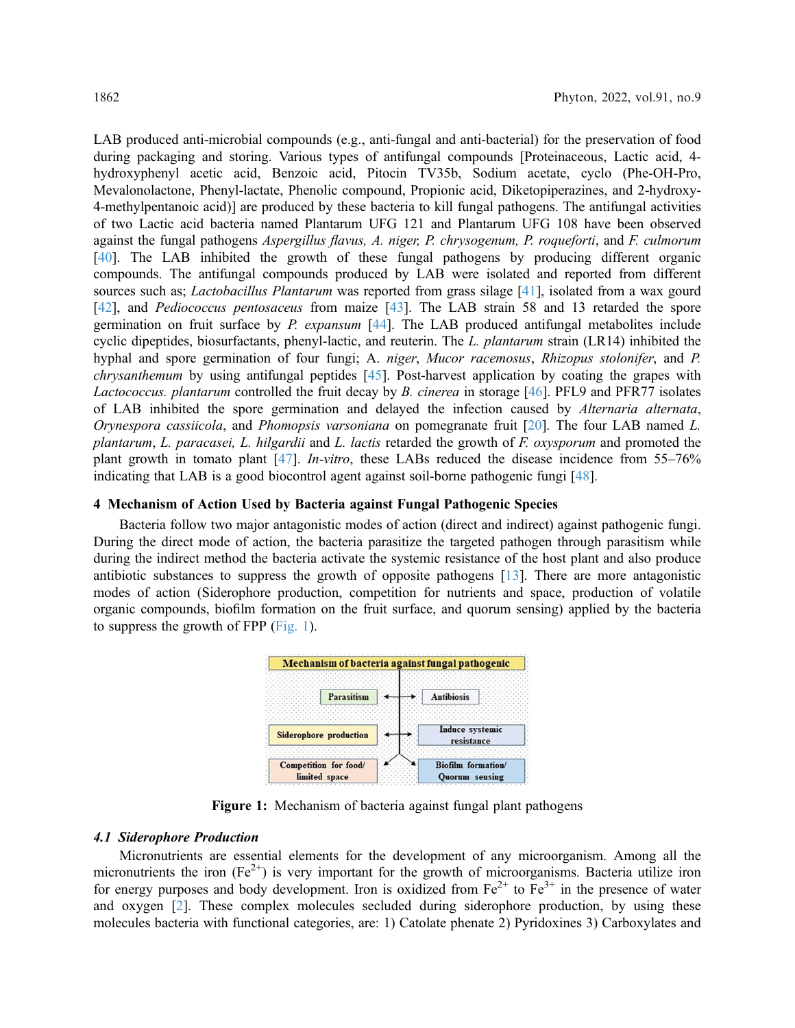LAB produced anti-microbial compounds (e.g., anti-fungal and anti-bacterial) for the preservation of food during packaging and storing. Various types of antifungal compounds [Proteinaceous, Lactic acid, 4-hydroxyphenyl acetic acid, Benzoic acid, Pitocin TV35b, Sodium acetate, cyclo (Phe-OH-Pro, Mevalonolactone, Phenyl-lactate, Phenolic compound, Propionic acid, Diketopiperazines, and 2-hydroxy-4-methylpentanoic acid)] are produced by these bacteria to kill fungal pathogens. The antifungal activities of two Lactic acid bacteria named Plantarum UFG 121 and Plantarum UFG 108 have been observed against the fungal pathogens *Aspergillus flavus, A. niger, P. chrysogenum, P. roqueforti*, and *F. culmorum* [40]. The LAB inhibited the growth of these fungal pathogens by producing different organic compounds. The antifungal compounds produced by LAB were isolated and reported from different sources such as; *Lactobacillus Plantarum* was reported from grass silage [41], isolated from a wax gourd [42], and *Pediococcus pentosaceus* from maize [43]. The LAB strain 58 and 13 retarded the spore germination on fruit surface by *P. expansum* [44]. The LAB produced antifungal metabolites include cyclic dipeptides, biosurfactants, phenyl-lactic, and reuterin. The *L. plantarum* strain (LR14) inhibited the hyphal and spore germination of four fungi; A. *niger*, *Mucor racemosus*, *Rhizopus stolonifer*, and *P. chrysanthemum* by using antifungal peptides [45]. Post-harvest application by coating the grapes with *Lactococcus. plantarum* controlled the fruit decay by *B. cinerea* in storage [46]. PFL9 and PFR77 isolates of LAB inhibited the spore germination and delayed the infection caused by *Alternaria alternata*, *Orynespora cassiicola*, and *Phomopsis varsoniana* on pomegranate fruit [20]. The four LAB named *L. plantarum*, *L. paracasei, L. hilgardii* and *L. lactis* retarded the growth of *F. oxysporum* and promoted the plant growth in tomato plant [47]. *In-vitro*, these LABs reduced the disease incidence from 55–76% indicating that LAB is a good biocontrol agent against soil-borne pathogenic fungi [48].

## 4 Mechanism of Action Used by Bacteria against Fungal Pathogenic Species

Bacteria follow two major antagonistic modes of action (direct and indirect) against pathogenic fungi. During the direct mode of action, the bacteria parasitize the targeted pathogen through parasitism while during the indirect method the bacteria activate the systemic resistance of the host plant and also produce antibiotic substances to suppress the growth of opposite pathogens [13]. There are more antagonistic modes of action (Siderophore production, competition for nutrients and space, production of volatile organic compounds, biofilm formation on the fruit surface, and quorum sensing) applied by the bacteria to suppress the growth of FPP (Fig. 1).

**Figure 1:** Mechanism of bacteria against fungal plant pathogens

### *4.1 Siderophore Production*

Micronutrients are essential elements for the development of any microorganism. Among all the micronutrients the iron ($Fe^{2+}$) is very important for the growth of microorganisms. Bacteria utilize iron for energy purposes and body development. Iron is oxidized from $Fe^{2+}$ to $Fe^{3+}$ in the presence of water and oxygen [2]. These complex molecules secluded during siderophore production, by using these molecules bacteria with functional categories, are: 1) Catolate phenate 2) Pyridoxines 3) Carboxylates and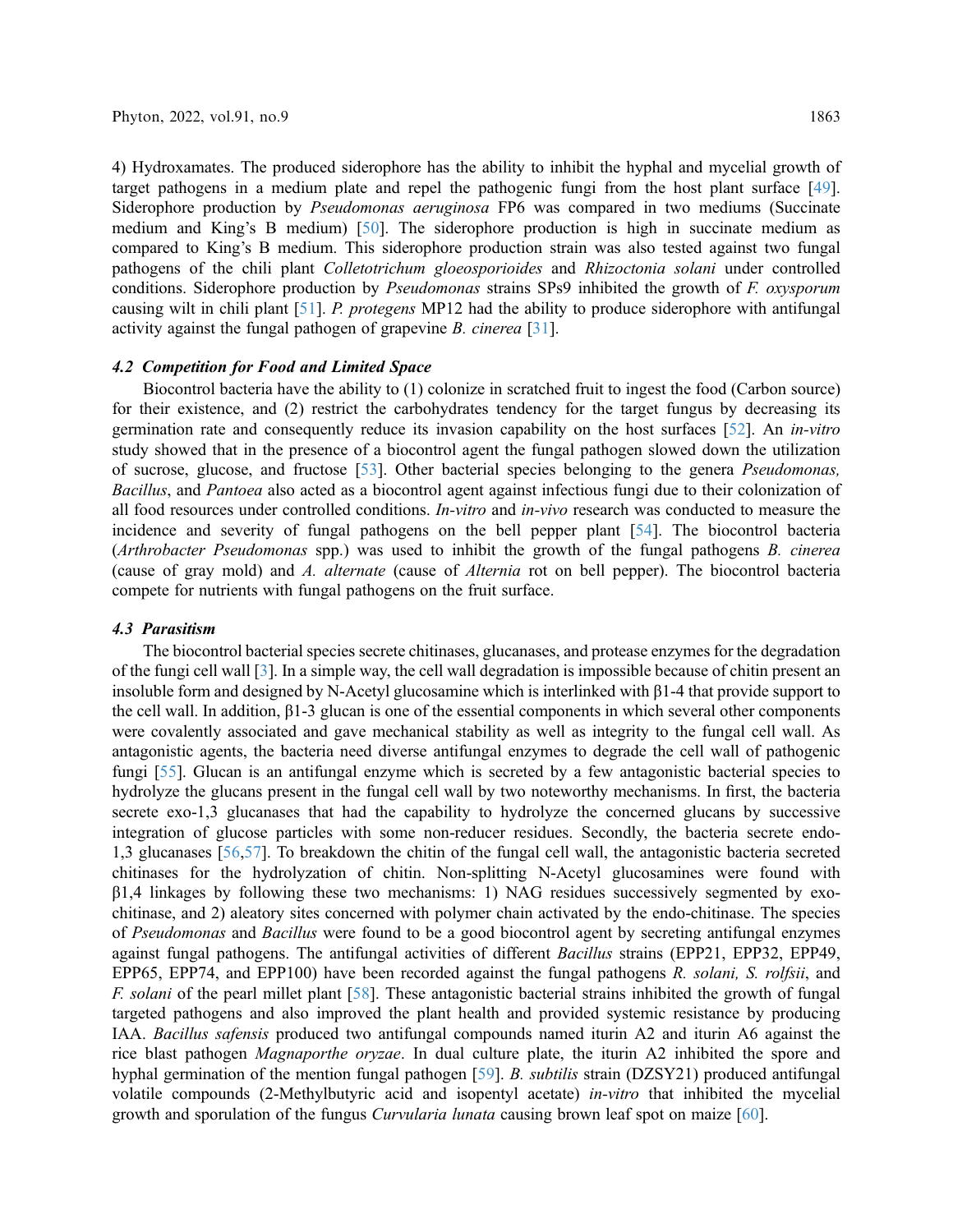4) Hydroxamates. The produced siderophore has the ability to inhibit the hyphal and mycelial growth of target pathogens in a medium plate and repel the pathogenic fungi from the host plant surface [49]. Siderophore production by *Pseudomonas aeruginosa* FP6 was compared in two mediums (Succinate medium and King's B medium) [50]. The siderophore production is high in succinate medium as compared to King's B medium. This siderophore production strain was also tested against two fungal pathogens of the chili plant *Colletotrichum gloeosporioides* and *Rhizoctonia solani* under controlled conditions. Siderophore production by *Pseudomonas* strains SPs9 inhibited the growth of *F. oxysporum* causing wilt in chili plant [51]. *P. protegens* MP12 had the ability to produce siderophore with antifungal activity against the fungal pathogen of grapevine *B. cinerea* [31].

### *4.2 Competition for Food and Limited Space*

Biocontrol bacteria have the ability to (1) colonize in scratched fruit to ingest the food (Carbon source) for their existence, and (2) restrict the carbohydrates tendency for the target fungus by decreasing its germination rate and consequently reduce its invasion capability on the host surfaces [52]. An *in-vitro* study showed that in the presence of a biocontrol agent the fungal pathogen slowed down the utilization of sucrose, glucose, and fructose [53]. Other bacterial species belonging to the genera *Pseudomonas, Bacillus*, and *Pantoea* also acted as a biocontrol agent against infectious fungi due to their colonization of all food resources under controlled conditions. *In-vitro* and *in-vivo* research was conducted to measure the incidence and severity of fungal pathogens on the bell pepper plant [54]. The biocontrol bacteria (*Arthrobacter Pseudomonas* spp.) was used to inhibit the growth of the fungal pathogens *B. cinerea* (cause of gray mold) and *A. alternate* (cause of *Alternia* rot on bell pepper). The biocontrol bacteria compete for nutrients with fungal pathogens on the fruit surface.

### *4.3 Parasitism*

The biocontrol bacterial species secrete chitinases, glucanases, and protease enzymes for the degradation of the fungi cell wall [3]. In a simple way, the cell wall degradation is impossible because of chitin present an insoluble form and designed by N-Acetyl glucosamine which is interlinked with β1-4 that provide support to the cell wall. In addition, β1-3 glucan is one of the essential components in which several other components were covalently associated and gave mechanical stability as well as integrity to the fungal cell wall. As antagonistic agents, the bacteria need diverse antifungal enzymes to degrade the cell wall of pathogenic fungi [55]. Glucan is an antifungal enzyme which is secreted by a few antagonistic bacterial species to hydrolyze the glucans present in the fungal cell wall by two noteworthy mechanisms. In first, the bacteria secrete exo-1,3 glucanases that had the capability to hydrolyze the concerned glucans by successive integration of glucose particles with some non-reducer residues. Secondly, the bacteria secrete endo-1,3 glucanases [56,57]. To breakdown the chitin of the fungal cell wall, the antagonistic bacteria secreted chitinases for the hydrolyzation of chitin. Non-splitting N-Acetyl glucosamines were found with β1,4 linkages by following these two mechanisms: 1) NAG residues successively segmented by exo-chitinase, and 2) aleatory sites concerned with polymer chain activated by the endo-chitinase. The species of *Pseudomonas* and *Bacillus* were found to be a good biocontrol agent by secreting antifungal enzymes against fungal pathogens. The antifungal activities of different *Bacillus* strains (EPP21, EPP32, EPP49, EPP65, EPP74, and EPP100) have been recorded against the fungal pathogens *R. solani, S. rolfsii*, and *F. solani* of the pearl millet plant [58]. These antagonistic bacterial strains inhibited the growth of fungal targeted pathogens and also improved the plant health and provided systemic resistance by producing IAA. *Bacillus safensis* produced two antifungal compounds named iturin A2 and iturin A6 against the rice blast pathogen *Magnaporthe oryzae*. In dual culture plate, the iturin A2 inhibited the spore and hyphal germination of the mention fungal pathogen [59]. *B. subtilis* strain (DZSY21) produced antifungal volatile compounds (2-Methylbutyric acid and isopentyl acetate) *in-vitro* that inhibited the mycelial growth and sporulation of the fungus *Curvularia lunata* causing brown leaf spot on maize [60].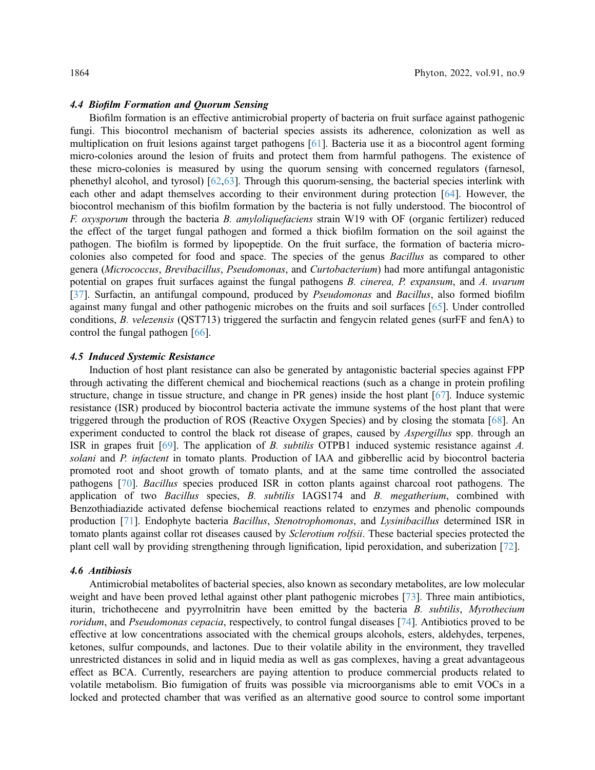### *4.4 Biofilm Formation and Quorum Sensing*

Biofilm formation is an effective antimicrobial property of bacteria on fruit surface against pathogenic fungi. This biocontrol mechanism of bacterial species assists its adherence, colonization as well as multiplication on fruit lesions against target pathogens [61]. Bacteria use it as a biocontrol agent forming micro-colonies around the lesion of fruits and protect them from harmful pathogens. The existence of these micro-colonies is measured by using the quorum sensing with concerned regulators (farnesol, phenethyl alcohol, and tyrosol) [62,63]. Through this quorum-sensing, the bacterial species interlink with each other and adapt themselves according to their environment during protection [64]. However, the biocontrol mechanism of this biofilm formation by the bacteria is not fully understood. The biocontrol of *F. oxysporum* through the bacteria *B. amyloliquefaciens* strain W19 with OF (organic fertilizer) reduced the effect of the target fungal pathogen and formed a thick biofilm formation on the soil against the pathogen. The biofilm is formed by lipopeptide. On the fruit surface, the formation of bacteria micro-colonies also competed for food and space. The species of the genus *Bacillus* as compared to other genera (*Micrococcus*, *Brevibacillus*, *Pseudomonas*, and *Curtobacterium*) had more antifungal antagonistic potential on grapes fruit surfaces against the fungal pathogens *B. cinerea, P. expansum*, and *A. uvarum* [37]. Surfactin, an antifungal compound, produced by *Pseudomonas* and *Bacillus*, also formed biofilm against many fungal and other pathogenic microbes on the fruits and soil surfaces [65]. Under controlled conditions, *B. velezensis* (QST713) triggered the surfactin and fengycin related genes (surFF and fenA) to control the fungal pathogen [66].

### *4.5 Induced Systemic Resistance*

Induction of host plant resistance can also be generated by antagonistic bacterial species against FPP through activating the different chemical and biochemical reactions (such as a change in protein profiling structure, change in tissue structure, and change in PR genes) inside the host plant [67]. Induce systemic resistance (ISR) produced by biocontrol bacteria activate the immune systems of the host plant that were triggered through the production of ROS (Reactive Oxygen Species) and by closing the stomata [68]. An experiment conducted to control the black rot disease of grapes, caused by *Aspergillus* spp. through an ISR in grapes fruit [69]. The application of *B. subtilis* OTPB1 induced systemic resistance against *A. solani* and *P. infactent* in tomato plants. Production of IAA and gibberellic acid by biocontrol bacteria promoted root and shoot growth of tomato plants, and at the same time controlled the associated pathogens [70]. *Bacillus* species produced ISR in cotton plants against charcoal root pathogens. The application of two *Bacillus* species, *B. subtilis* IAGS174 and *B. megatherium*, combined with Benzothiadiazide activated defense biochemical reactions related to enzymes and phenolic compounds production [71]. Endophyte bacteria *Bacillus*, *Stenotrophomonas*, and *Lysinibacillus* determined ISR in tomato plants against collar rot diseases caused by *Sclerotium rolfsii*. These bacterial species protected the plant cell wall by providing strengthening through lignification, lipid peroxidation, and suberization [72].

### *4.6 Antibiosis*

Antimicrobial metabolites of bacterial species, also known as secondary metabolites, are low molecular weight and have been proved lethal against other plant pathogenic microbes [73]. Three main antibiotics, iturin, trichothecene and pyyrrolnitrin have been emitted by the bacteria *B. subtilis*, *Myrothecium roridum*, and *Pseudomonas cepacia*, respectively, to control fungal diseases [74]. Antibiotics proved to be effective at low concentrations associated with the chemical groups alcohols, esters, aldehydes, terpenes, ketones, sulfur compounds, and lactones. Due to their volatile ability in the environment, they travelled unrestricted distances in solid and in liquid media as well as gas complexes, having a great advantageous effect as BCA. Currently, researchers are paying attention to produce commercial products related to volatile metabolism. Bio fumigation of fruits was possible via microorganisms able to emit VOCs in a locked and protected chamber that was verified as an alternative good source to control some important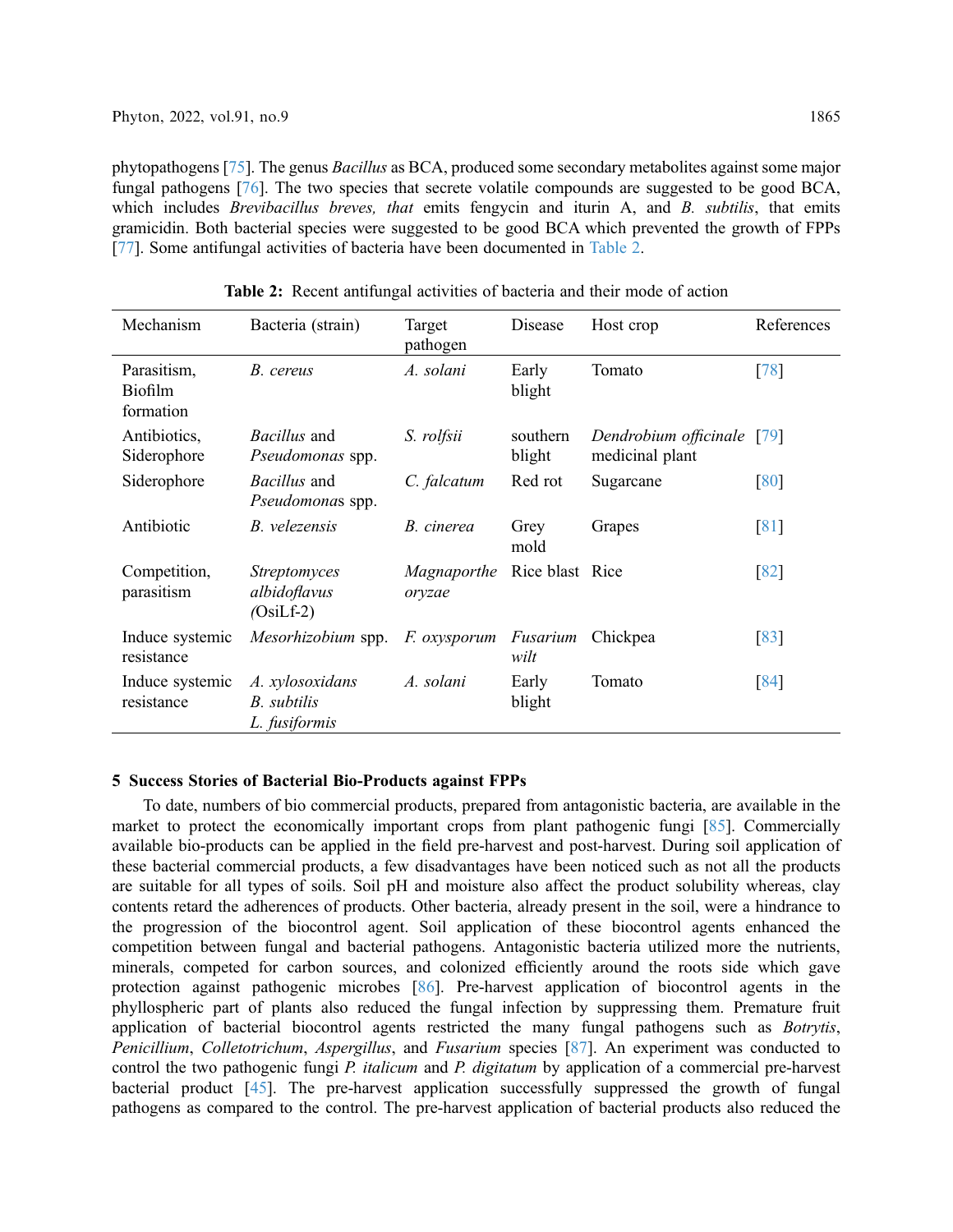phytopathogens [75]. The genus *Bacillus* as BCA, produced some secondary metabolites against some major fungal pathogens [76]. The two species that secrete volatile compounds are suggested to be good BCA, which includes *Brevibacillus breves, that* emits fengycin and iturin A, and *B. subtilis*, that emits gramicidin. Both bacterial species were suggested to be good BCA which prevented the growth of FPPs [77]. Some antifungal activities of bacteria have been documented in Table 2.

**Table 2:** Recent antifungal activities of bacteria and their mode of action

| Mechanism | Bacteria (strain) | Target pathogen | Disease | Host crop | References |
|---|---|---|---|---|---|
| Parasitism, Biofilm formation | *B. cereus* | *A. solani* | Early blight | Tomato | [78] |
| Antibiotics, Siderophore | *Bacillus* and *Pseudomonas* spp. | *S. rolfsii* | southern blight | *Dendrobium officinale* medicinal plant | [79] |
| Siderophore | *Bacillus* and *Pseudomonas* spp. | *C. falcatum* | Red rot | Sugarcane | [80] |
| Antibiotic | *B. velezensis* | *B. cinerea* | Grey mold | Grapes | [81] |
| Competition, parasitism | *Streptomyces albidoflavus* (OsiLf-2) | *Magnaporthe oryzae* | Rice blast | Rice | [82] |
| Induce systemic resistance | *Mesorhizobium* spp. | *F. oxysporum* | *Fusarium wilt* | Chickpea | [83] |
| Induce systemic resistance | *A. xylosoxidans* *B. subtilis* *L. fusiformis* | *A. solani* | Early blight | Tomato | [84] |

## 5 Success Stories of Bacterial Bio-Products against FPPs

To date, numbers of bio commercial products, prepared from antagonistic bacteria, are available in the market to protect the economically important crops from plant pathogenic fungi [85]. Commercially available bio-products can be applied in the field pre-harvest and post-harvest. During soil application of these bacterial commercial products, a few disadvantages have been noticed such as not all the products are suitable for all types of soils. Soil pH and moisture also affect the product solubility whereas, clay contents retard the adherences of products. Other bacteria, already present in the soil, were a hindrance to the progression of the biocontrol agent. Soil application of these biocontrol agents enhanced the competition between fungal and bacterial pathogens. Antagonistic bacteria utilized more the nutrients, minerals, competed for carbon sources, and colonized efficiently around the roots side which gave protection against pathogenic microbes [86]. Pre-harvest application of biocontrol agents in the phyllospheric part of plants also reduced the fungal infection by suppressing them. Premature fruit application of bacterial biocontrol agents restricted the many fungal pathogens such as *Botrytis*, *Penicillium*, *Colletotrichum*, *Aspergillus*, and *Fusarium* species [87]. An experiment was conducted to control the two pathogenic fungi *P. italicum* and *P. digitatum* by application of a commercial pre-harvest bacterial product [45]. The pre-harvest application successfully suppressed the growth of fungal pathogens as compared to the control. The pre-harvest application of bacterial products also reduced the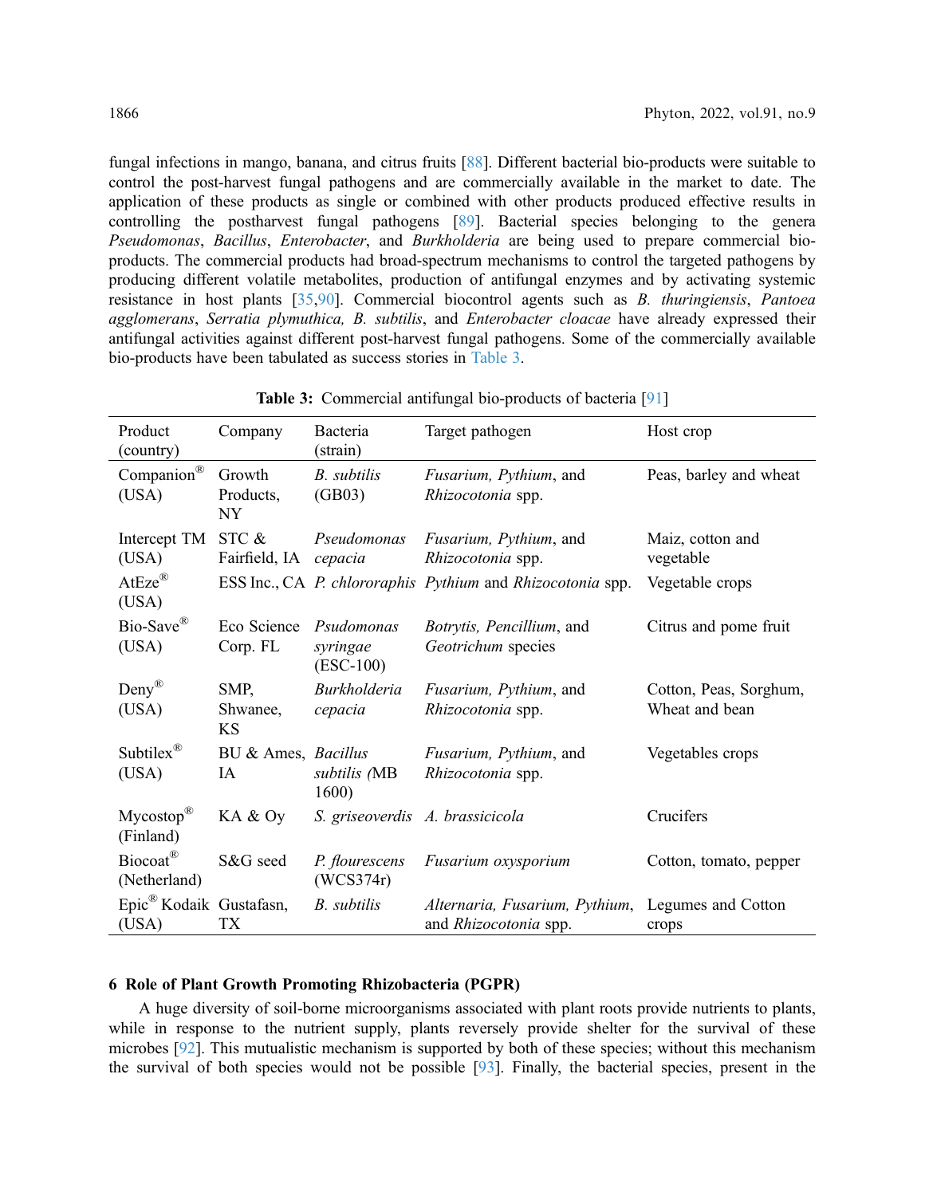fungal infections in mango, banana, and citrus fruits [88]. Different bacterial bio-products were suitable to control the post-harvest fungal pathogens and are commercially available in the market to date. The application of these products as single or combined with other products produced effective results in controlling the postharvest fungal pathogens [89]. Bacterial species belonging to the genera *Pseudomonas*, *Bacillus*, *Enterobacter*, and *Burkholderia* are being used to prepare commercial bio-products. The commercial products had broad-spectrum mechanisms to control the targeted pathogens by producing different volatile metabolites, production of antifungal enzymes and by activating systemic resistance in host plants [35,90]. Commercial biocontrol agents such as *B. thuringiensis*, *Pantoea agglomerans*, *Serratia plymuthica, B. subtilis*, and *Enterobacter cloacae* have already expressed their antifungal activities against different post-harvest fungal pathogens. Some of the commercially available bio-products have been tabulated as success stories in Table 3.

**Table 3:** Commercial antifungal bio-products of bacteria [91]

| Product (country) | Company | Bacteria (strain) | Target pathogen | Host crop |
|---|---|---|---|---|
| Companion® (USA) | Growth Products, NY | *B. subtilis* (GB03) | *Fusarium, Pythium*, and *Rhizocotonia* spp. | Peas, barley and wheat |
| Intercept TM (USA) | STC & Fairfield, IA | *Pseudomonas cepacia* | *Fusarium, Pythium*, and *Rhizocotonia* spp. | Maiz, cotton and vegetable |
| AtEze® (USA) | ESS Inc., CA | *P. chlororaphis* | *Pythium* and *Rhizocotonia* spp. | Vegetable crops |
| Bio-Save® (USA) | Eco Science Corp. FL | *Psudomonas syringae* (ESC-100) | *Botrytis, Pencillium*, and *Geotrichum* species | Citrus and pome fruit |
| Deny® (USA) | SMP, Shwanee, KS | *Burkholderia cepacia* | *Fusarium, Pythium*, and *Rhizocotonia* spp. | Cotton, Peas, Sorghum, Wheat and bean |
| Subtilex® (USA) | BU & Ames, IA | *Bacillus subtilis (*MB 1600) | *Fusarium, Pythium*, and *Rhizocotonia* spp. | Vegetables crops |
| Mycostop® (Finland) | KA & Oy | *S. griseoverdis* | *A. brassicicola* | Crucifers |
| Biocoat® (Netherland) | S&G seed | *P. flourescens* (WCS374r) | *Fusarium oxysporium* | Cotton, tomato, pepper |
| Epic® Kodaik (USA) | Gustafasn, TX | *B. subtilis* | *Alternaria, Fusarium, Pythium*, and *Rhizocotonia* spp. | Legumes and Cotton crops |

## 6 Role of Plant Growth Promoting Rhizobacteria (PGPR)

A huge diversity of soil-borne microorganisms associated with plant roots provide nutrients to plants, while in response to the nutrient supply, plants reversely provide shelter for the survival of these microbes [92]. This mutualistic mechanism is supported by both of these species; without this mechanism the survival of both species would not be possible [93]. Finally, the bacterial species, present in the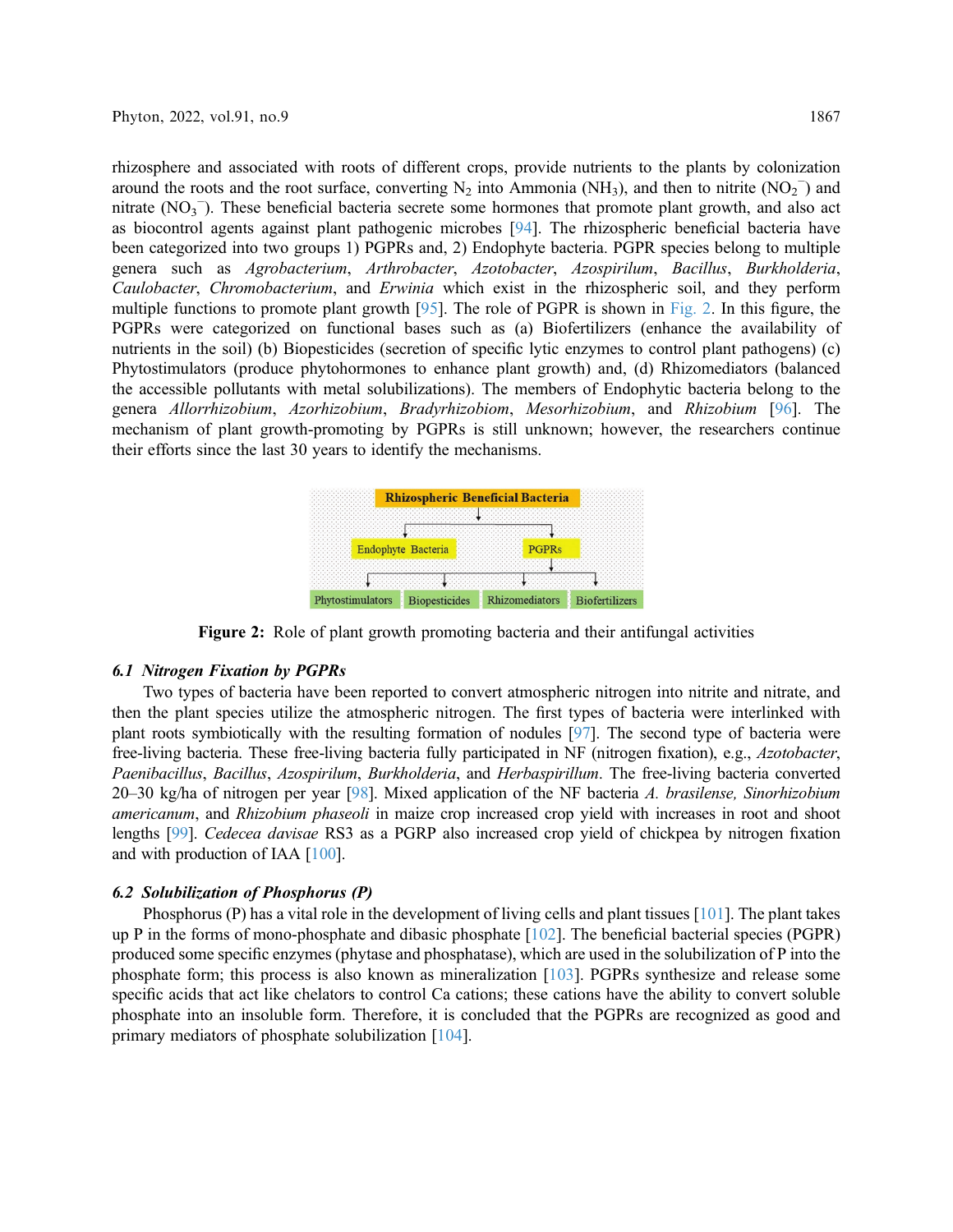rhizosphere and associated with roots of different crops, provide nutrients to the plants by colonization around the roots and the root surface, converting $N_2$ into Ammonia ($NH_3$), and then to nitrite ($NO_2^-$) and nitrate ($NO_3^-$). These beneficial bacteria secrete some hormones that promote plant growth, and also act as biocontrol agents against plant pathogenic microbes [94]. The rhizospheric beneficial bacteria have been categorized into two groups 1) PGPRs and, 2) Endophyte bacteria. PGPR species belong to multiple genera such as *Agrobacterium*, *Arthrobacter*, *Azotobacter*, *Azospirilum*, *Bacillus*, *Burkholderia*, *Caulobacter*, *Chromobacterium*, and *Erwinia* which exist in the rhizospheric soil, and they perform multiple functions to promote plant growth [95]. The role of PGPR is shown in Fig. 2. In this figure, the PGPRs were categorized on functional bases such as (a) Biofertilizers (enhance the availability of nutrients in the soil) (b) Biopesticides (secretion of specific lytic enzymes to control plant pathogens) (c) Phytostimulators (produce phytohormones to enhance plant growth) and, (d) Rhizomediators (balanced the accessible pollutants with metal solubilizations). The members of Endophytic bacteria belong to the genera *Allorrhizobium*, *Azorhizobium*, *Bradyrhizobiom*, *Mesorhizobium*, and *Rhizobium* [96]. The mechanism of plant growth-promoting by PGPRs is still unknown; however, the researchers continue their efforts since the last 30 years to identify the mechanisms.

Rhizospheric Beneficial Bacteria

Endophyte Bacteria | PGPRs

Phytostimulators | Biopesticides | Rhizomediators | Biofertilizers

**Figure 2:** Role of plant growth promoting bacteria and their antifungal activities

### *6.1 Nitrogen Fixation by PGPRs*

Two types of bacteria have been reported to convert atmospheric nitrogen into nitrite and nitrate, and then the plant species utilize the atmospheric nitrogen. The first types of bacteria were interlinked with plant roots symbiotically with the resulting formation of nodules [97]. The second type of bacteria were free-living bacteria. These free-living bacteria fully participated in NF (nitrogen fixation), e.g., *Azotobacter*, *Paenibacillus*, *Bacillus*, *Azospirilum*, *Burkholderia*, and *Herbaspirillum*. The free-living bacteria converted 20–30 kg/ha of nitrogen per year [98]. Mixed application of the NF bacteria *A. brasilense, Sinorhizobium americanum*, and *Rhizobium phaseoli* in maize crop increased crop yield with increases in root and shoot lengths [99]. *Cedecea davisae* RS3 as a PGRP also increased crop yield of chickpea by nitrogen fixation and with production of IAA [100].

### *6.2 Solubilization of Phosphorus (P)*

Phosphorus (P) has a vital role in the development of living cells and plant tissues [101]. The plant takes up P in the forms of mono-phosphate and dibasic phosphate [102]. The beneficial bacterial species (PGPR) produced some specific enzymes (phytase and phosphatase), which are used in the solubilization of P into the phosphate form; this process is also known as mineralization [103]. PGPRs synthesize and release some specific acids that act like chelators to control Ca cations; these cations have the ability to convert soluble phosphate into an insoluble form. Therefore, it is concluded that the PGPRs are recognized as good and primary mediators of phosphate solubilization [104].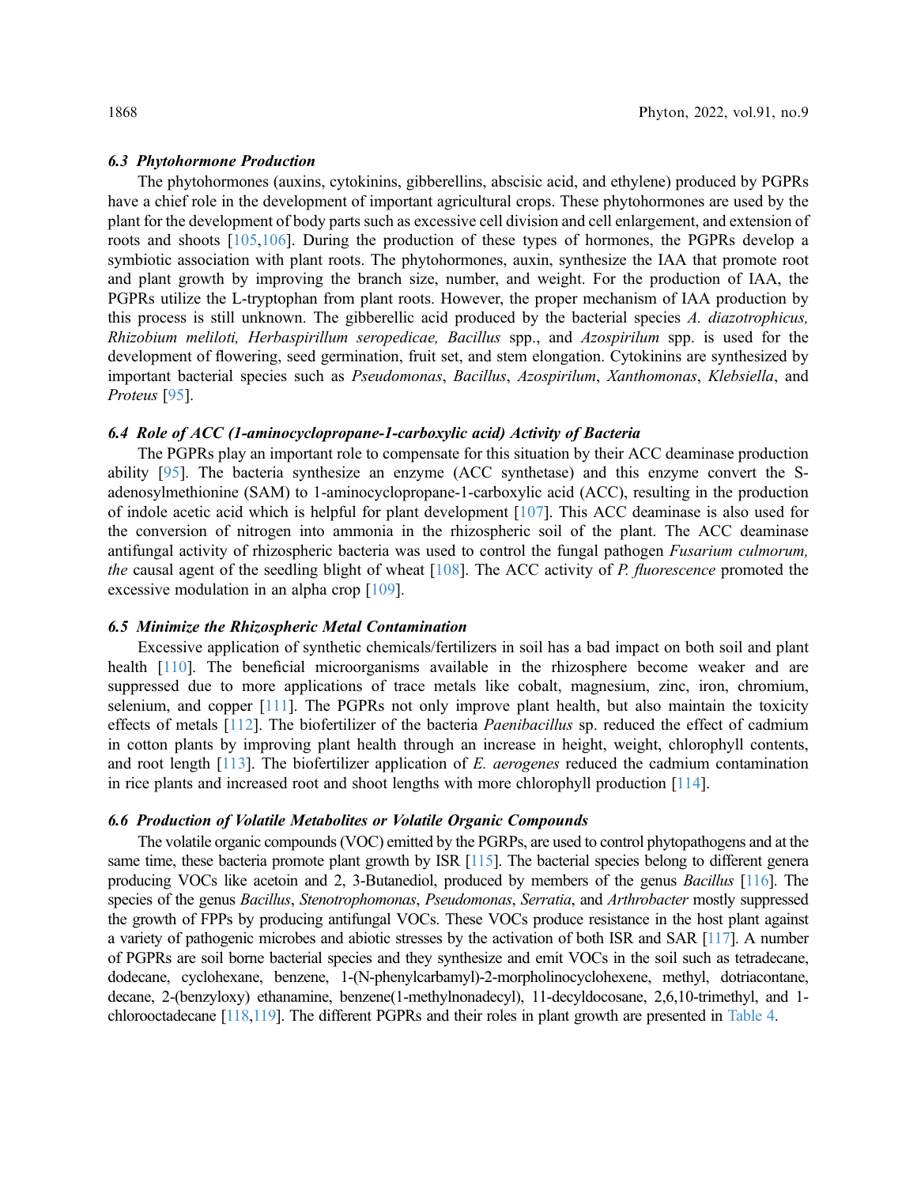### *6.3 Phytohormone Production*

The phytohormones (auxins, cytokinins, gibberellins, abscisic acid, and ethylene) produced by PGPRs have a chief role in the development of important agricultural crops. These phytohormones are used by the plant for the development of body parts such as excessive cell division and cell enlargement, and extension of roots and shoots [105,106]. During the production of these types of hormones, the PGPRs develop a symbiotic association with plant roots. The phytohormones, auxin, synthesize the IAA that promote root and plant growth by improving the branch size, number, and weight. For the production of IAA, the PGPRs utilize the L-tryptophan from plant roots. However, the proper mechanism of IAA production by this process is still unknown. The gibberellic acid produced by the bacterial species *A. diazotrophicus, Rhizobium meliloti, Herbaspirillum seropedicae, Bacillus* spp., and *Azospirilum* spp. is used for the development of flowering, seed germination, fruit set, and stem elongation. Cytokinins are synthesized by important bacterial species such as *Pseudomonas*, *Bacillus*, *Azospirilum*, *Xanthomonas*, *Klebsiella*, and *Proteus* [95].

### *6.4 Role of ACC (1-aminocyclopropane-1-carboxylic acid) Activity of Bacteria*

The PGPRs play an important role to compensate for this situation by their ACC deaminase production ability [95]. The bacteria synthesize an enzyme (ACC synthetase) and this enzyme convert the S-adenosylmethionine (SAM) to 1-aminocyclopropane-1-carboxylic acid (ACC), resulting in the production of indole acetic acid which is helpful for plant development [107]. This ACC deaminase is also used for the conversion of nitrogen into ammonia in the rhizospheric soil of the plant. The ACC deaminase antifungal activity of rhizospheric bacteria was used to control the fungal pathogen *Fusarium culmorum, the* causal agent of the seedling blight of wheat [108]. The ACC activity of *P. fluorescence* promoted the excessive modulation in an alpha crop [109].

### *6.5 Minimize the Rhizospheric Metal Contamination*

Excessive application of synthetic chemicals/fertilizers in soil has a bad impact on both soil and plant health [110]. The beneficial microorganisms available in the rhizosphere become weaker and are suppressed due to more applications of trace metals like cobalt, magnesium, zinc, iron, chromium, selenium, and copper [111]. The PGPRs not only improve plant health, but also maintain the toxicity effects of metals [112]. The biofertilizer of the bacteria *Paenibacillus* sp. reduced the effect of cadmium in cotton plants by improving plant health through an increase in height, weight, chlorophyll contents, and root length [113]. The biofertilizer application of *E. aerogenes* reduced the cadmium contamination in rice plants and increased root and shoot lengths with more chlorophyll production [114].

### *6.6 Production of Volatile Metabolites or Volatile Organic Compounds*

The volatile organic compounds (VOC) emitted by the PGRPs, are used to control phytopathogens and at the same time, these bacteria promote plant growth by ISR [115]. The bacterial species belong to different genera producing VOCs like acetoin and 2, 3-Butanediol, produced by members of the genus *Bacillus* [116]. The species of the genus *Bacillus*, *Stenotrophomonas*, *Pseudomonas*, *Serratia*, and *Arthrobacter* mostly suppressed the growth of FPPs by producing antifungal VOCs. These VOCs produce resistance in the host plant against a variety of pathogenic microbes and abiotic stresses by the activation of both ISR and SAR [117]. A number of PGPRs are soil borne bacterial species and they synthesize and emit VOCs in the soil such as tetradecane, dodecane, cyclohexane, benzene, 1-(N-phenylcarbamyl)-2-morpholinocyclohexene, methyl, dotriacontane, decane, 2-(benzyloxy) ethanamine, benzene(1-methylnonadecyl), 11-decyldocosane, 2,6,10-trimethyl, and 1-chlorooctadecane [118,119]. The different PGPRs and their roles in plant growth are presented in Table 4.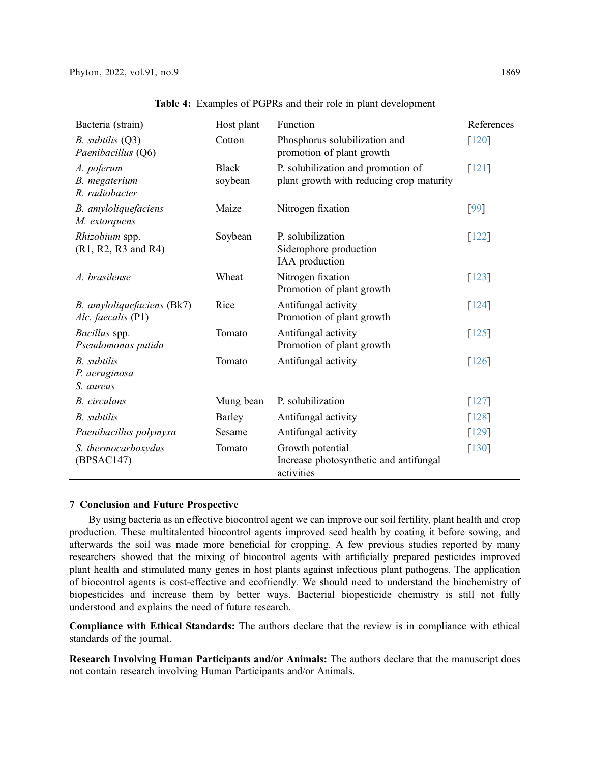**Table 4:** Examples of PGPRs and their role in plant development

| Bacteria (strain) | Host plant | Function | References |
|---|---|---|---|
| *B. subtilis* (Q3)<br>*Paenibacillus* (Q6) | Cotton | Phosphorus solubilization and promotion of plant growth | [120] |
| *A. poferum*<br>*B. megaterium*<br>*R. radiobacter* | Black soybean | P. solubilization and promotion of plant growth with reducing crop maturity | [121] |
| *B. amyloliquefaciens*<br>*M. extorquens* | Maize | Nitrogen fixation | [99] |
| *Rhizobium* spp.<br>(R1, R2, R3 and R4) | Soybean | P. solubilization<br>Siderophore production<br>IAA production | [122] |
| *A. brasilense* | Wheat | Nitrogen fixation<br>Promotion of plant growth | [123] |
| *B. amyloliquefaciens* (Bk7)<br>*Alc. faecalis* (P1) | Rice | Antifungal activity<br>Promotion of plant growth | [124] |
| *Bacillus* spp.<br>*Pseudomonas putida* | Tomato | Antifungal activity<br>Promotion of plant growth | [125] |
| *B. subtilis*<br>*P. aeruginosa*<br>*S. aureus* | Tomato | Antifungal activity | [126] |
| *B. circulans* | Mung bean | P. solubilization | [127] |
| *B. subtilis* | Barley | Antifungal activity | [128] |
| *Paenibacillus polymyxa* | Sesame | Antifungal activity | [129] |
| *S. thermocarboxydus*<br>(BPSAC147) | Tomato | Growth potential<br>Increase photosynthetic and antifungal activities | [130] |

## 7 Conclusion and Future Prospective

By using bacteria as an effective biocontrol agent we can improve our soil fertility, plant health and crop production. These multitalented biocontrol agents improved seed health by coating it before sowing, and afterwards the soil was made more beneficial for cropping. A few previous studies reported by many researchers showed that the mixing of biocontrol agents with artificially prepared pesticides improved plant health and stimulated many genes in host plants against infectious plant pathogens. The application of biocontrol agents is cost-effective and ecofriendly. We should need to understand the biochemistry of biopesticides and increase them by better ways. Bacterial biopesticide chemistry is still not fully understood and explains the need of future research.

**Compliance with Ethical Standards:** The authors declare that the review is in compliance with ethical standards of the journal.

**Research Involving Human Participants and/or Animals:** The authors declare that the manuscript does not contain research involving Human Participants and/or Animals.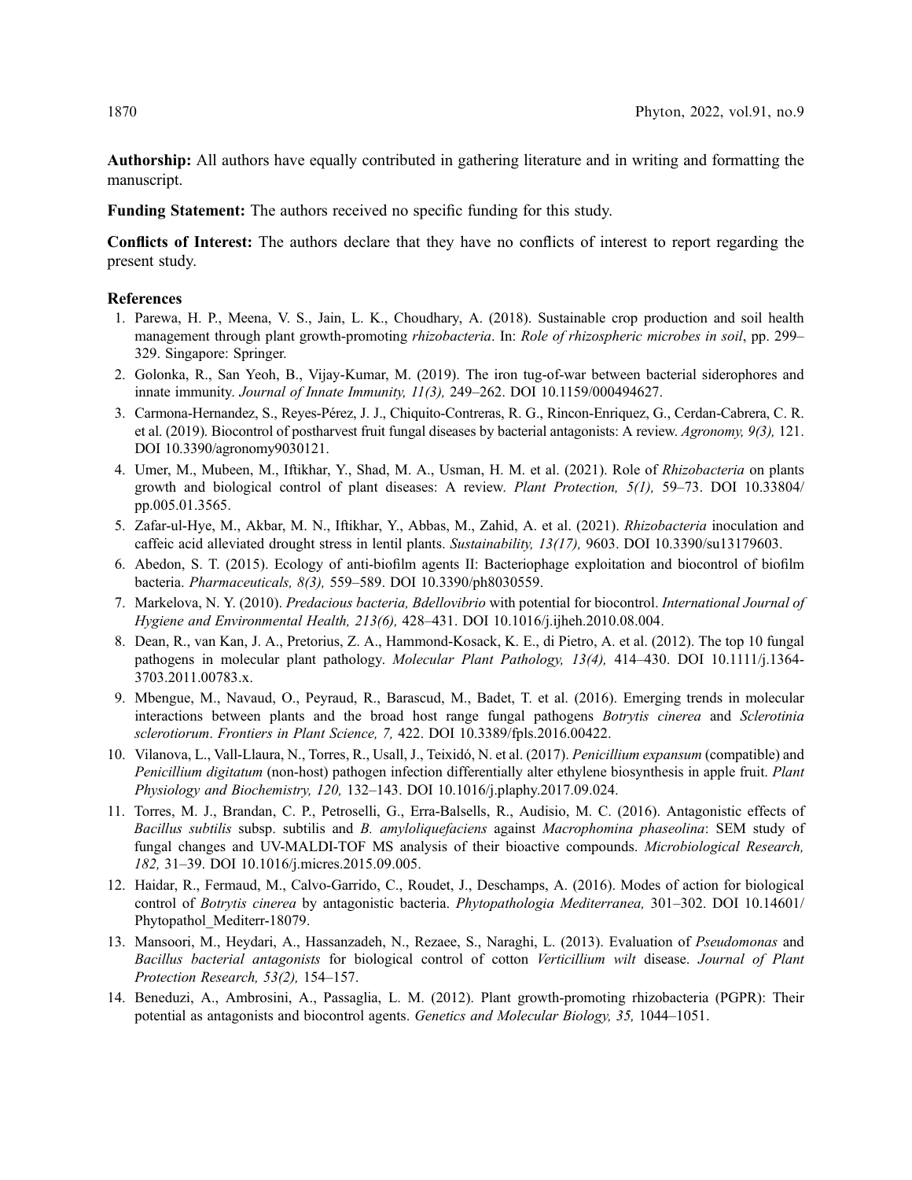**Authorship:** All authors have equally contributed in gathering literature and in writing and formatting the manuscript.

**Funding Statement:** The authors received no specific funding for this study.

**Conflicts of Interest:** The authors declare that they have no conflicts of interest to report regarding the present study.

## References

1. Parewa, H. P., Meena, V. S., Jain, L. K., Choudhary, A. (2018). Sustainable crop production and soil health management through plant growth-promoting *rhizobacteria*. In: *Role of rhizospheric microbes in soil*, pp. 299–329. Singapore: Springer.
2. Golonka, R., San Yeoh, B., Vijay-Kumar, M. (2019). The iron tug-of-war between bacterial siderophores and innate immunity. *Journal of Innate Immunity, 11(3),* 249–262. DOI 10.1159/000494627.
3. Carmona-Hernandez, S., Reyes-Pérez, J. J., Chiquito-Contreras, R. G., Rincon-Enriquez, G., Cerdan-Cabrera, C. R. et al. (2019). Biocontrol of postharvest fruit fungal diseases by bacterial antagonists: A review. *Agronomy, 9(3),* 121. DOI 10.3390/agronomy9030121.
4. Umer, M., Mubeen, M., Iftikhar, Y., Shad, M. A., Usman, H. M. et al. (2021). Role of *Rhizobacteria* on plants growth and biological control of plant diseases: A review. *Plant Protection, 5(1),* 59–73. DOI 10.33804/pp.005.01.3565.
5. Zafar-ul-Hye, M., Akbar, M. N., Iftikhar, Y., Abbas, M., Zahid, A. et al. (2021). *Rhizobacteria* inoculation and caffeic acid alleviated drought stress in lentil plants. *Sustainability, 13(17),* 9603. DOI 10.3390/su13179603.
6. Abedon, S. T. (2015). Ecology of anti-biofilm agents II: Bacteriophage exploitation and biocontrol of biofilm bacteria. *Pharmaceuticals, 8(3),* 559–589. DOI 10.3390/ph8030559.
7. Markelova, N. Y. (2010). *Predacious bacteria, Bdellovibrio* with potential for biocontrol. *International Journal of Hygiene and Environmental Health, 213(6),* 428–431. DOI 10.1016/j.ijheh.2010.08.004.
8. Dean, R., van Kan, J. A., Pretorius, Z. A., Hammond-Kosack, K. E., di Pietro, A. et al. (2012). The top 10 fungal pathogens in molecular plant pathology. *Molecular Plant Pathology, 13(4),* 414–430. DOI 10.1111/j.1364-3703.2011.00783.x.
9. Mbengue, M., Navaud, O., Peyraud, R., Barascud, M., Badet, T. et al. (2016). Emerging trends in molecular interactions between plants and the broad host range fungal pathogens *Botrytis cinerea* and *Sclerotinia sclerotiorum*. *Frontiers in Plant Science, 7,* 422. DOI 10.3389/fpls.2016.00422.
10. Vilanova, L., Vall-Llaura, N., Torres, R., Usall, J., Teixidó, N. et al. (2017). *Penicillium expansum* (compatible) and *Penicillium digitatum* (non-host) pathogen infection differentially alter ethylene biosynthesis in apple fruit. *Plant Physiology and Biochemistry, 120,* 132–143. DOI 10.1016/j.plaphy.2017.09.024.
11. Torres, M. J., Brandan, C. P., Petroselli, G., Erra-Balsells, R., Audisio, M. C. (2016). Antagonistic effects of *Bacillus subtilis* subsp. subtilis and *B. amyloliquefaciens* against *Macrophomina phaseolina*: SEM study of fungal changes and UV-MALDI-TOF MS analysis of their bioactive compounds. *Microbiological Research, 182,* 31–39. DOI 10.1016/j.micres.2015.09.005.
12. Haidar, R., Fermaud, M., Calvo-Garrido, C., Roudet, J., Deschamps, A. (2016). Modes of action for biological control of *Botrytis cinerea* by antagonistic bacteria. *Phytopathologia Mediterranea,* 301–302. DOI 10.14601/Phytopathol_Mediterr-18079.
13. Mansoori, M., Heydari, A., Hassanzadeh, N., Rezaee, S., Naraghi, L. (2013). Evaluation of *Pseudomonas* and *Bacillus bacterial antagonists* for biological control of cotton *Verticillium wilt* disease. *Journal of Plant Protection Research, 53(2),* 154–157.
14. Beneduzi, A., Ambrosini, A., Passaglia, L. M. (2012). Plant growth-promoting rhizobacteria (PGPR): Their potential as antagonists and biocontrol agents. *Genetics and Molecular Biology, 35,* 1044–1051.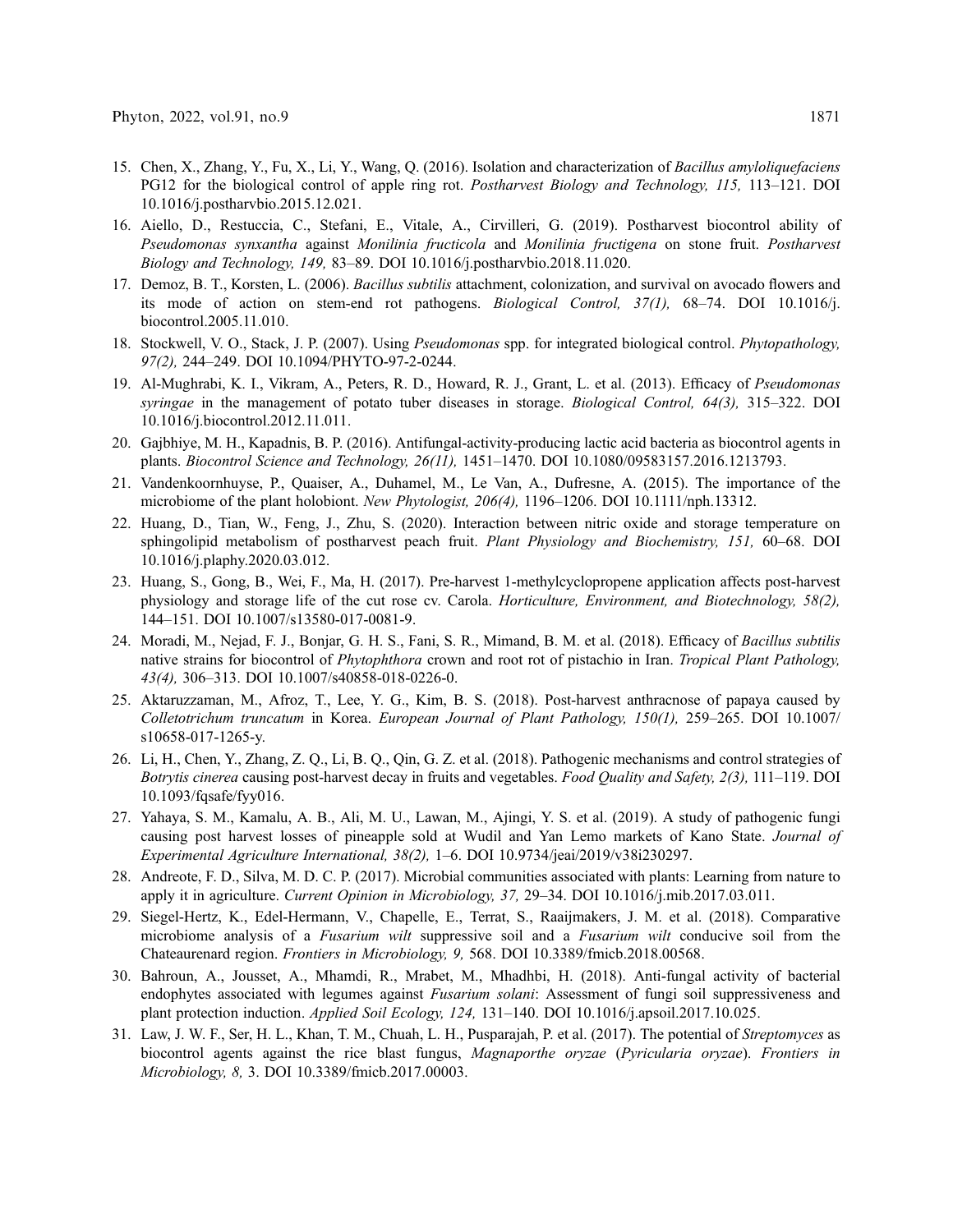15. Chen, X., Zhang, Y., Fu, X., Li, Y., Wang, Q. (2016). Isolation and characterization of *Bacillus amyloliquefaciens* PG12 for the biological control of apple ring rot. *Postharvest Biology and Technology, 115,* 113–121. DOI 10.1016/j.postharvbio.2015.12.021.
16. Aiello, D., Restuccia, C., Stefani, E., Vitale, A., Cirvilleri, G. (2019). Postharvest biocontrol ability of *Pseudomonas synxantha* against *Monilinia fructicola* and *Monilinia fructigena* on stone fruit. *Postharvest Biology and Technology, 149,* 83–89. DOI 10.1016/j.postharvbio.2018.11.020.
17. Demoz, B. T., Korsten, L. (2006). *Bacillus subtilis* attachment, colonization, and survival on avocado flowers and its mode of action on stem-end rot pathogens. *Biological Control, 37(1),* 68–74. DOI 10.1016/j.biocontrol.2005.11.010.
18. Stockwell, V. O., Stack, J. P. (2007). Using *Pseudomonas* spp. for integrated biological control. *Phytopathology, 97(2),* 244–249. DOI 10.1094/PHYTO-97-2-0244.
19. Al-Mughrabi, K. I., Vikram, A., Peters, R. D., Howard, R. J., Grant, L. et al. (2013). Efficacy of *Pseudomonas syringae* in the management of potato tuber diseases in storage. *Biological Control, 64(3),* 315–322. DOI 10.1016/j.biocontrol.2012.11.011.
20. Gajbhiye, M. H., Kapadnis, B. P. (2016). Antifungal-activity-producing lactic acid bacteria as biocontrol agents in plants. *Biocontrol Science and Technology, 26(11),* 1451–1470. DOI 10.1080/09583157.2016.1213793.
21. Vandenkoornhuyse, P., Quaiser, A., Duhamel, M., Le Van, A., Dufresne, A. (2015). The importance of the microbiome of the plant holobiont. *New Phytologist, 206(4),* 1196–1206. DOI 10.1111/nph.13312.
22. Huang, D., Tian, W., Feng, J., Zhu, S. (2020). Interaction between nitric oxide and storage temperature on sphingolipid metabolism of postharvest peach fruit. *Plant Physiology and Biochemistry, 151,* 60–68. DOI 10.1016/j.plaphy.2020.03.012.
23. Huang, S., Gong, B., Wei, F., Ma, H. (2017). Pre-harvest 1-methylcyclopropene application affects post-harvest physiology and storage life of the cut rose cv. Carola. *Horticulture, Environment, and Biotechnology, 58(2),* 144–151. DOI 10.1007/s13580-017-0081-9.
24. Moradi, M., Nejad, F. J., Bonjar, G. H. S., Fani, S. R., Mimand, B. M. et al. (2018). Efficacy of *Bacillus subtilis* native strains for biocontrol of *Phytophthora* crown and root rot of pistachio in Iran. *Tropical Plant Pathology, 43(4),* 306–313. DOI 10.1007/s40858-018-0226-0.
25. Aktaruzzaman, M., Afroz, T., Lee, Y. G., Kim, B. S. (2018). Post-harvest anthracnose of papaya caused by *Colletotrichum truncatum* in Korea. *European Journal of Plant Pathology, 150(1),* 259–265. DOI 10.1007/s10658-017-1265-y.
26. Li, H., Chen, Y., Zhang, Z. Q., Li, B. Q., Qin, G. Z. et al. (2018). Pathogenic mechanisms and control strategies of *Botrytis cinerea* causing post-harvest decay in fruits and vegetables. *Food Quality and Safety, 2(3),* 111–119. DOI 10.1093/fqsafe/fyy016.
27. Yahaya, S. M., Kamalu, A. B., Ali, M. U., Lawan, M., Ajingi, Y. S. et al. (2019). A study of pathogenic fungi causing post harvest losses of pineapple sold at Wudil and Yan Lemo markets of Kano State. *Journal of Experimental Agriculture International, 38(2),* 1–6. DOI 10.9734/jeai/2019/v38i230297.
28. Andreote, F. D., Silva, M. D. C. P. (2017). Microbial communities associated with plants: Learning from nature to apply it in agriculture. *Current Opinion in Microbiology, 37,* 29–34. DOI 10.1016/j.mib.2017.03.011.
29. Siegel-Hertz, K., Edel-Hermann, V., Chapelle, E., Terrat, S., Raaijmakers, J. M. et al. (2018). Comparative microbiome analysis of a *Fusarium wilt* suppressive soil and a *Fusarium wilt* conducive soil from the Chateaurenard region. *Frontiers in Microbiology, 9,* 568. DOI 10.3389/fmicb.2018.00568.
30. Bahroun, A., Jousset, A., Mhamdi, R., Mrabet, M., Mhadhbi, H. (2018). Anti-fungal activity of bacterial endophytes associated with legumes against *Fusarium solani*: Assessment of fungi soil suppressiveness and plant protection induction. *Applied Soil Ecology, 124,* 131–140. DOI 10.1016/j.apsoil.2017.10.025.
31. Law, J. W. F., Ser, H. L., Khan, T. M., Chuah, L. H., Pusparajah, P. et al. (2017). The potential of *Streptomyces* as biocontrol agents against the rice blast fungus, *Magnaporthe oryzae* (*Pyricularia oryzae*). *Frontiers in Microbiology, 8,* 3. DOI 10.3389/fmicb.2017.00003.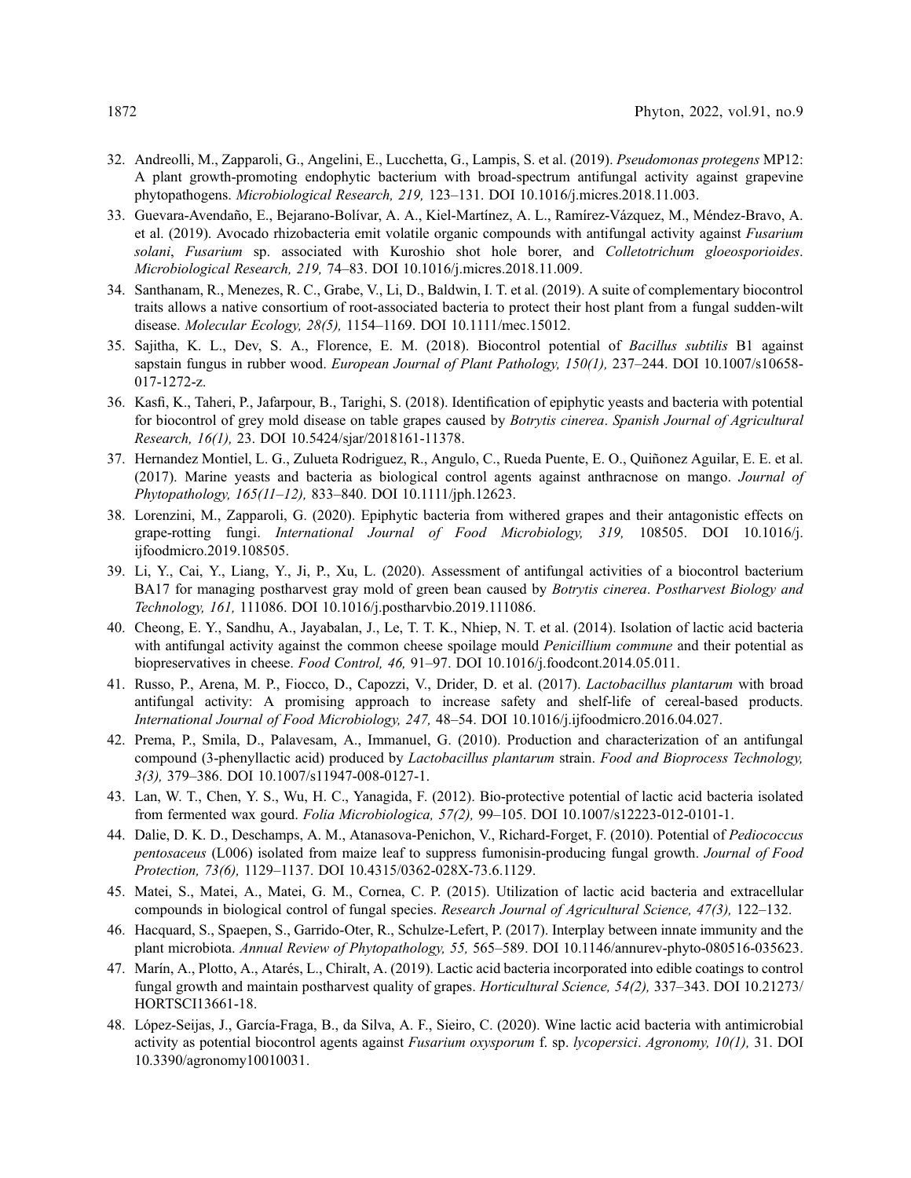32. Andreolli, M., Zapparoli, G., Angelini, E., Lucchetta, G., Lampis, S. et al. (2019). *Pseudomonas protegens* MP12: A plant growth-promoting endophytic bacterium with broad-spectrum antifungal activity against grapevine phytopathogens. *Microbiological Research, 219,* 123–131. DOI 10.1016/j.micres.2018.11.003.
33. Guevara-Avendaño, E., Bejarano-Bolívar, A. A., Kiel-Martínez, A. L., Ramírez-Vázquez, M., Méndez-Bravo, A. et al. (2019). Avocado rhizobacteria emit volatile organic compounds with antifungal activity against *Fusarium solani*, *Fusarium* sp. associated with Kuroshio shot hole borer, and *Colletotrichum gloeosporioides*. *Microbiological Research, 219,* 74–83. DOI 10.1016/j.micres.2018.11.009.
34. Santhanam, R., Menezes, R. C., Grabe, V., Li, D., Baldwin, I. T. et al. (2019). A suite of complementary biocontrol traits allows a native consortium of root-associated bacteria to protect their host plant from a fungal sudden-wilt disease. *Molecular Ecology, 28(5),* 1154–1169. DOI 10.1111/mec.15012.
35. Sajitha, K. L., Dev, S. A., Florence, E. M. (2018). Biocontrol potential of *Bacillus subtilis* B1 against sapstain fungus in rubber wood. *European Journal of Plant Pathology, 150(1),* 237–244. DOI 10.1007/s10658-017-1272-z.
36. Kasfi, K., Taheri, P., Jafarpour, B., Tarighi, S. (2018). Identification of epiphytic yeasts and bacteria with potential for biocontrol of grey mold disease on table grapes caused by *Botrytis cinerea*. *Spanish Journal of Agricultural Research, 16(1),* 23. DOI 10.5424/sjar/2018161-11378.
37. Hernandez Montiel, L. G., Zulueta Rodriguez, R., Angulo, C., Rueda Puente, E. O., Quiñonez Aguilar, E. E. et al. (2017). Marine yeasts and bacteria as biological control agents against anthracnose on mango. *Journal of Phytopathology, 165(11–12),* 833–840. DOI 10.1111/jph.12623.
38. Lorenzini, M., Zapparoli, G. (2020). Epiphytic bacteria from withered grapes and their antagonistic effects on grape-rotting fungi. *International Journal of Food Microbiology, 319,* 108505. DOI 10.1016/j.ijfoodmicro.2019.108505.
39. Li, Y., Cai, Y., Liang, Y., Ji, P., Xu, L. (2020). Assessment of antifungal activities of a biocontrol bacterium BA17 for managing postharvest gray mold of green bean caused by *Botrytis cinerea*. *Postharvest Biology and Technology, 161,* 111086. DOI 10.1016/j.postharvbio.2019.111086.
40. Cheong, E. Y., Sandhu, A., Jayabalan, J., Le, T. T. K., Nhiep, N. T. et al. (2014). Isolation of lactic acid bacteria with antifungal activity against the common cheese spoilage mould *Penicillium commune* and their potential as biopreservatives in cheese. *Food Control, 46,* 91–97. DOI 10.1016/j.foodcont.2014.05.011.
41. Russo, P., Arena, M. P., Fiocco, D., Capozzi, V., Drider, D. et al. (2017). *Lactobacillus plantarum* with broad antifungal activity: A promising approach to increase safety and shelf-life of cereal-based products. *International Journal of Food Microbiology, 247,* 48–54. DOI 10.1016/j.ijfoodmicro.2016.04.027.
42. Prema, P., Smila, D., Palavesam, A., Immanuel, G. (2010). Production and characterization of an antifungal compound (3-phenyllactic acid) produced by *Lactobacillus plantarum* strain. *Food and Bioprocess Technology, 3(3),* 379–386. DOI 10.1007/s11947-008-0127-1.
43. Lan, W. T., Chen, Y. S., Wu, H. C., Yanagida, F. (2012). Bio-protective potential of lactic acid bacteria isolated from fermented wax gourd. *Folia Microbiologica, 57(2),* 99–105. DOI 10.1007/s12223-012-0101-1.
44. Dalie, D. K. D., Deschamps, A. M., Atanasova-Penichon, V., Richard-Forget, F. (2010). Potential of *Pediococcus pentosaceus* (L006) isolated from maize leaf to suppress fumonisin-producing fungal growth. *Journal of Food Protection, 73(6),* 1129–1137. DOI 10.4315/0362-028X-73.6.1129.
45. Matei, S., Matei, A., Matei, G. M., Cornea, C. P. (2015). Utilization of lactic acid bacteria and extracellular compounds in biological control of fungal species. *Research Journal of Agricultural Science, 47(3),* 122–132.
46. Hacquard, S., Spaepen, S., Garrido-Oter, R., Schulze-Lefert, P. (2017). Interplay between innate immunity and the plant microbiota. *Annual Review of Phytopathology, 55,* 565–589. DOI 10.1146/annurev-phyto-080516-035623.
47. Marín, A., Plotto, A., Atarés, L., Chiralt, A. (2019). Lactic acid bacteria incorporated into edible coatings to control fungal growth and maintain postharvest quality of grapes. *Horticultural Science, 54(2),* 337–343. DOI 10.21273/HORTSCI13661-18.
48. López-Seijas, J., García-Fraga, B., da Silva, A. F., Sieiro, C. (2020). Wine lactic acid bacteria with antimicrobial activity as potential biocontrol agents against *Fusarium oxysporum* f. sp. *lycopersici*. *Agronomy, 10(1),* 31. DOI 10.3390/agronomy10010031.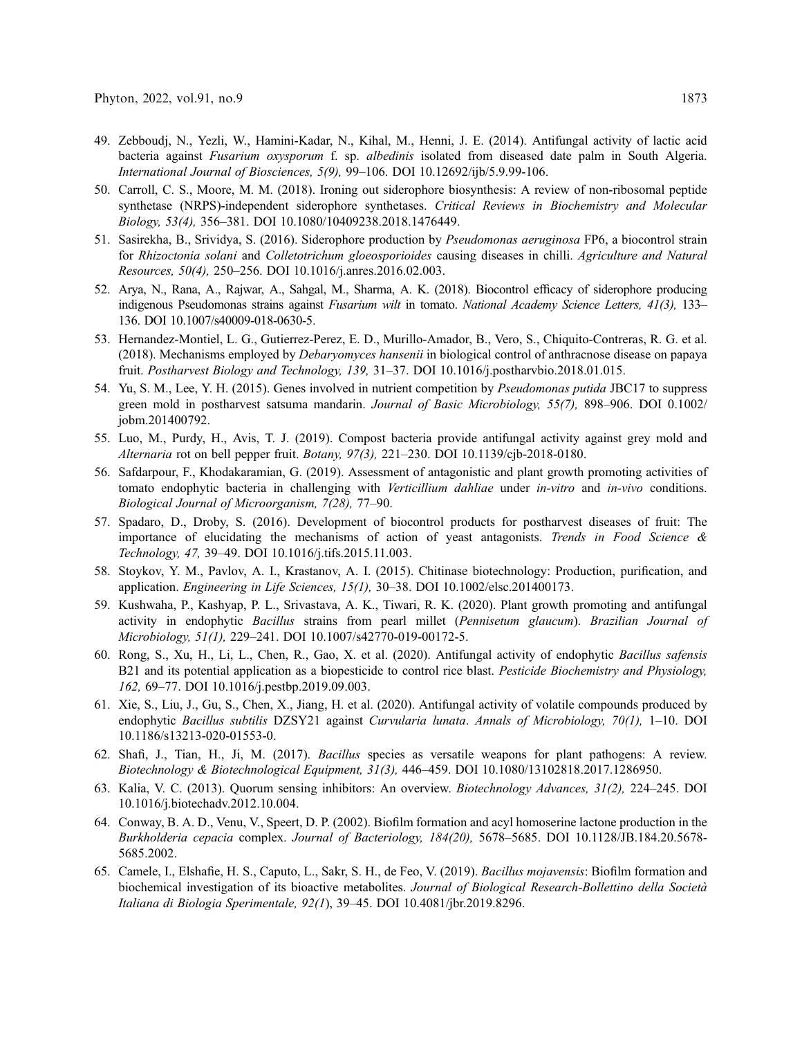49. Zebboudj, N., Yezli, W., Hamini-Kadar, N., Kihal, M., Henni, J. E. (2014). Antifungal activity of lactic acid bacteria against *Fusarium oxysporum* f. sp. *albedinis* isolated from diseased date palm in South Algeria. *International Journal of Biosciences, 5(9),* 99–106. DOI 10.12692/ijb/5.9.99-106.
50. Carroll, C. S., Moore, M. M. (2018). Ironing out siderophore biosynthesis: A review of non-ribosomal peptide synthetase (NRPS)-independent siderophore synthetases. *Critical Reviews in Biochemistry and Molecular Biology, 53(4),* 356–381. DOI 10.1080/10409238.2018.1476449.
51. Sasirekha, B., Srividya, S. (2016). Siderophore production by *Pseudomonas aeruginosa* FP6, a biocontrol strain for *Rhizoctonia solani* and *Colletotrichum gloeosporioides* causing diseases in chilli. *Agriculture and Natural Resources, 50(4),* 250–256. DOI 10.1016/j.anres.2016.02.003.
52. Arya, N., Rana, A., Rajwar, A., Sahgal, M., Sharma, A. K. (2018). Biocontrol efficacy of siderophore producing indigenous Pseudomonas strains against *Fusarium wilt* in tomato. *National Academy Science Letters, 41(3),* 133–136. DOI 10.1007/s40009-018-0630-5.
53. Hernandez-Montiel, L. G., Gutierrez-Perez, E. D., Murillo-Amador, B., Vero, S., Chiquito-Contreras, R. G. et al. (2018). Mechanisms employed by *Debaryomyces hansenii* in biological control of anthracnose disease on papaya fruit. *Postharvest Biology and Technology, 139,* 31–37. DOI 10.1016/j.postharvbio.2018.01.015.
54. Yu, S. M., Lee, Y. H. (2015). Genes involved in nutrient competition by *Pseudomonas putida* JBC17 to suppress green mold in postharvest satsuma mandarin. *Journal of Basic Microbiology, 55(7),* 898–906. DOI 0.1002/jobm.201400792.
55. Luo, M., Purdy, H., Avis, T. J. (2019). Compost bacteria provide antifungal activity against grey mold and *Alternaria* rot on bell pepper fruit. *Botany, 97(3),* 221–230. DOI 10.1139/cjb-2018-0180.
56. Safdarpour, F., Khodakaramian, G. (2019). Assessment of antagonistic and plant growth promoting activities of tomato endophytic bacteria in challenging with *Verticillium dahliae* under *in-vitro* and *in-vivo* conditions. *Biological Journal of Microorganism, 7(28),* 77–90.
57. Spadaro, D., Droby, S. (2016). Development of biocontrol products for postharvest diseases of fruit: The importance of elucidating the mechanisms of action of yeast antagonists. *Trends in Food Science & Technology, 47,* 39–49. DOI 10.1016/j.tifs.2015.11.003.
58. Stoykov, Y. M., Pavlov, A. I., Krastanov, A. I. (2015). Chitinase biotechnology: Production, purification, and application. *Engineering in Life Sciences, 15(1),* 30–38. DOI 10.1002/elsc.201400173.
59. Kushwaha, P., Kashyap, P. L., Srivastava, A. K., Tiwari, R. K. (2020). Plant growth promoting and antifungal activity in endophytic *Bacillus* strains from pearl millet (*Pennisetum glaucum*). *Brazilian Journal of Microbiology, 51(1),* 229–241. DOI 10.1007/s42770-019-00172-5.
60. Rong, S., Xu, H., Li, L., Chen, R., Gao, X. et al. (2020). Antifungal activity of endophytic *Bacillus safensis* B21 and its potential application as a biopesticide to control rice blast. *Pesticide Biochemistry and Physiology, 162,* 69–77. DOI 10.1016/j.pestbp.2019.09.003.
61. Xie, S., Liu, J., Gu, S., Chen, X., Jiang, H. et al. (2020). Antifungal activity of volatile compounds produced by endophytic *Bacillus subtilis* DZSY21 against *Curvularia lunata*. *Annals of Microbiology, 70(1),* 1–10. DOI 10.1186/s13213-020-01553-0.
62. Shafi, J., Tian, H., Ji, M. (2017). *Bacillus* species as versatile weapons for plant pathogens: A review. *Biotechnology & Biotechnological Equipment, 31(3),* 446–459. DOI 10.1080/13102818.2017.1286950.
63. Kalia, V. C. (2013). Quorum sensing inhibitors: An overview. *Biotechnology Advances, 31(2),* 224–245. DOI 10.1016/j.biotechadv.2012.10.004.
64. Conway, B. A. D., Venu, V., Speert, D. P. (2002). Biofilm formation and acyl homoserine lactone production in the *Burkholderia cepacia* complex. *Journal of Bacteriology, 184(20),* 5678–5685. DOI 10.1128/JB.184.20.5678-5685.2002.
65. Camele, I., Elshafie, H. S., Caputo, L., Sakr, S. H., de Feo, V. (2019). *Bacillus mojavensis*: Biofilm formation and biochemical investigation of its bioactive metabolites. *Journal of Biological Research-Bollettino della Società Italiana di Biologia Sperimentale, 92(1*), 39–45. DOI 10.4081/jbr.2019.8296.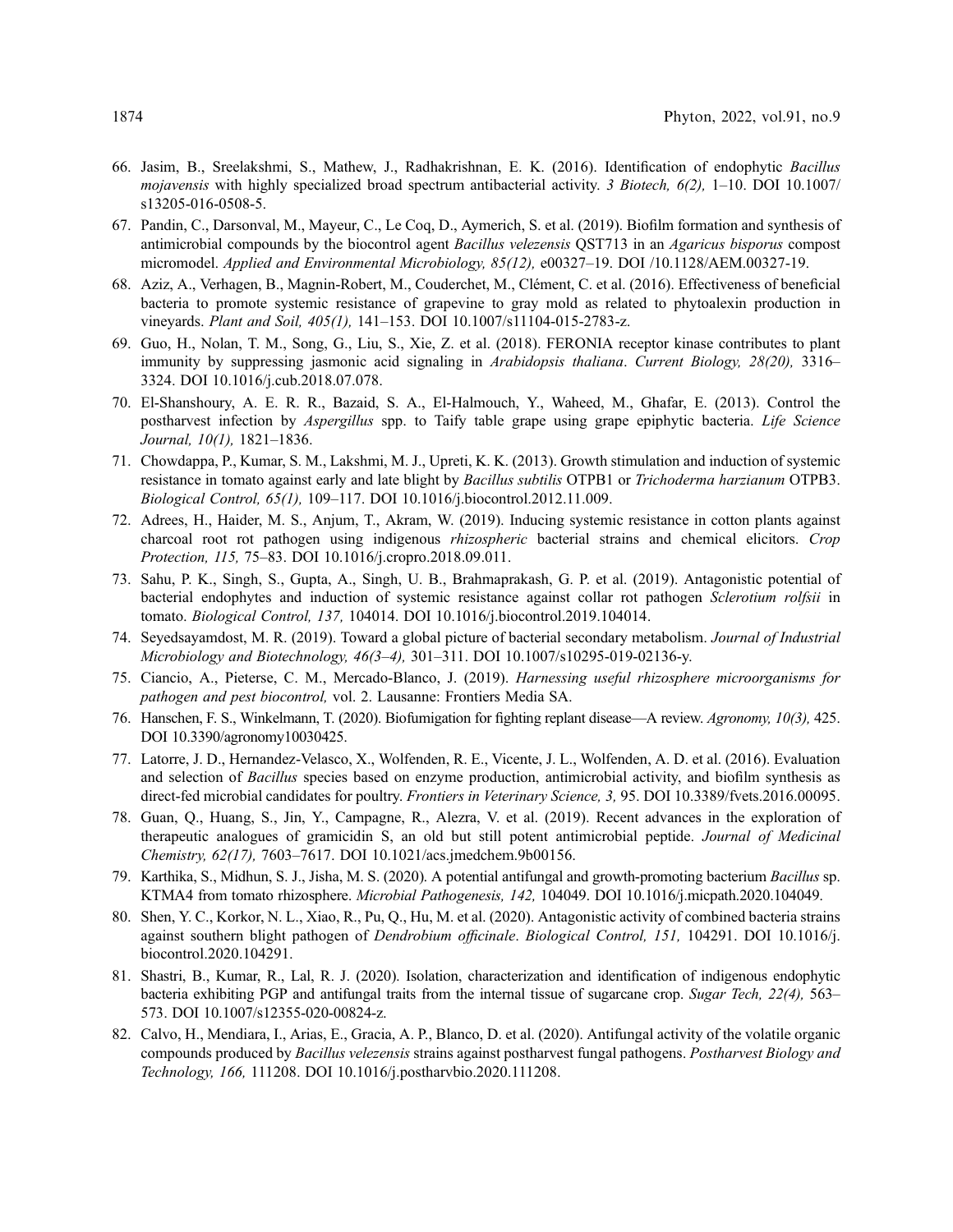66. Jasim, B., Sreelakshmi, S., Mathew, J., Radhakrishnan, E. K. (2016). Identification of endophytic *Bacillus mojavensis* with highly specialized broad spectrum antibacterial activity. *3 Biotech, 6(2),* 1–10. DOI 10.1007/s13205-016-0508-5.
67. Pandin, C., Darsonval, M., Mayeur, C., Le Coq, D., Aymerich, S. et al. (2019). Biofilm formation and synthesis of antimicrobial compounds by the biocontrol agent *Bacillus velezensis* QST713 in an *Agaricus bisporus* compost micromodel. *Applied and Environmental Microbiology, 85(12),* e00327–19. DOI /10.1128/AEM.00327-19.
68. Aziz, A., Verhagen, B., Magnin-Robert, M., Couderchet, M., Clément, C. et al. (2016). Effectiveness of beneficial bacteria to promote systemic resistance of grapevine to gray mold as related to phytoalexin production in vineyards. *Plant and Soil, 405(1),* 141–153. DOI 10.1007/s11104-015-2783-z.
69. Guo, H., Nolan, T. M., Song, G., Liu, S., Xie, Z. et al. (2018). FERONIA receptor kinase contributes to plant immunity by suppressing jasmonic acid signaling in *Arabidopsis thaliana*. *Current Biology, 28(20),* 3316–3324. DOI 10.1016/j.cub.2018.07.078.
70. El-Shanshoury, A. E. R. R., Bazaid, S. A., El-Halmouch, Y., Waheed, M., Ghafar, E. (2013). Control the postharvest infection by *Aspergillus* spp. to Taify table grape using grape epiphytic bacteria. *Life Science Journal, 10(1),* 1821–1836.
71. Chowdappa, P., Kumar, S. M., Lakshmi, M. J., Upreti, K. K. (2013). Growth stimulation and induction of systemic resistance in tomato against early and late blight by *Bacillus subtilis* OTPB1 or *Trichoderma harzianum* OTPB3. *Biological Control, 65(1),* 109–117. DOI 10.1016/j.biocontrol.2012.11.009.
72. Adrees, H., Haider, M. S., Anjum, T., Akram, W. (2019). Inducing systemic resistance in cotton plants against charcoal root rot pathogen using indigenous *rhizospheric* bacterial strains and chemical elicitors. *Crop Protection, 115,* 75–83. DOI 10.1016/j.cropro.2018.09.011.
73. Sahu, P. K., Singh, S., Gupta, A., Singh, U. B., Brahmaprakash, G. P. et al. (2019). Antagonistic potential of bacterial endophytes and induction of systemic resistance against collar rot pathogen *Sclerotium rolfsii* in tomato. *Biological Control, 137,* 104014. DOI 10.1016/j.biocontrol.2019.104014.
74. Seyedsayamdost, M. R. (2019). Toward a global picture of bacterial secondary metabolism. *Journal of Industrial Microbiology and Biotechnology, 46(3–4),* 301–311. DOI 10.1007/s10295-019-02136-y.
75. Ciancio, A., Pieterse, C. M., Mercado-Blanco, J. (2019). *Harnessing useful rhizosphere microorganisms for pathogen and pest biocontrol,* vol. 2. Lausanne: Frontiers Media SA.
76. Hanschen, F. S., Winkelmann, T. (2020). Biofumigation for fighting replant disease—A review. *Agronomy, 10(3),* 425. DOI 10.3390/agronomy10030425.
77. Latorre, J. D., Hernandez-Velasco, X., Wolfenden, R. E., Vicente, J. L., Wolfenden, A. D. et al. (2016). Evaluation and selection of *Bacillus* species based on enzyme production, antimicrobial activity, and biofilm synthesis as direct-fed microbial candidates for poultry. *Frontiers in Veterinary Science, 3,* 95. DOI 10.3389/fvets.2016.00095.
78. Guan, Q., Huang, S., Jin, Y., Campagne, R., Alezra, V. et al. (2019). Recent advances in the exploration of therapeutic analogues of gramicidin S, an old but still potent antimicrobial peptide. *Journal of Medicinal Chemistry, 62(17),* 7603–7617. DOI 10.1021/acs.jmedchem.9b00156.
79. Karthika, S., Midhun, S. J., Jisha, M. S. (2020). A potential antifungal and growth-promoting bacterium *Bacillus* sp. KTMA4 from tomato rhizosphere. *Microbial Pathogenesis, 142,* 104049. DOI 10.1016/j.micpath.2020.104049.
80. Shen, Y. C., Korkor, N. L., Xiao, R., Pu, Q., Hu, M. et al. (2020). Antagonistic activity of combined bacteria strains against southern blight pathogen of *Dendrobium officinale*. *Biological Control, 151,* 104291. DOI 10.1016/j.biocontrol.2020.104291.
81. Shastri, B., Kumar, R., Lal, R. J. (2020). Isolation, characterization and identification of indigenous endophytic bacteria exhibiting PGP and antifungal traits from the internal tissue of sugarcane crop. *Sugar Tech, 22(4),* 563–573. DOI 10.1007/s12355-020-00824-z.
82. Calvo, H., Mendiara, I., Arias, E., Gracia, A. P., Blanco, D. et al. (2020). Antifungal activity of the volatile organic compounds produced by *Bacillus velezensis* strains against postharvest fungal pathogens. *Postharvest Biology and Technology, 166,* 111208. DOI 10.1016/j.postharvbio.2020.111208.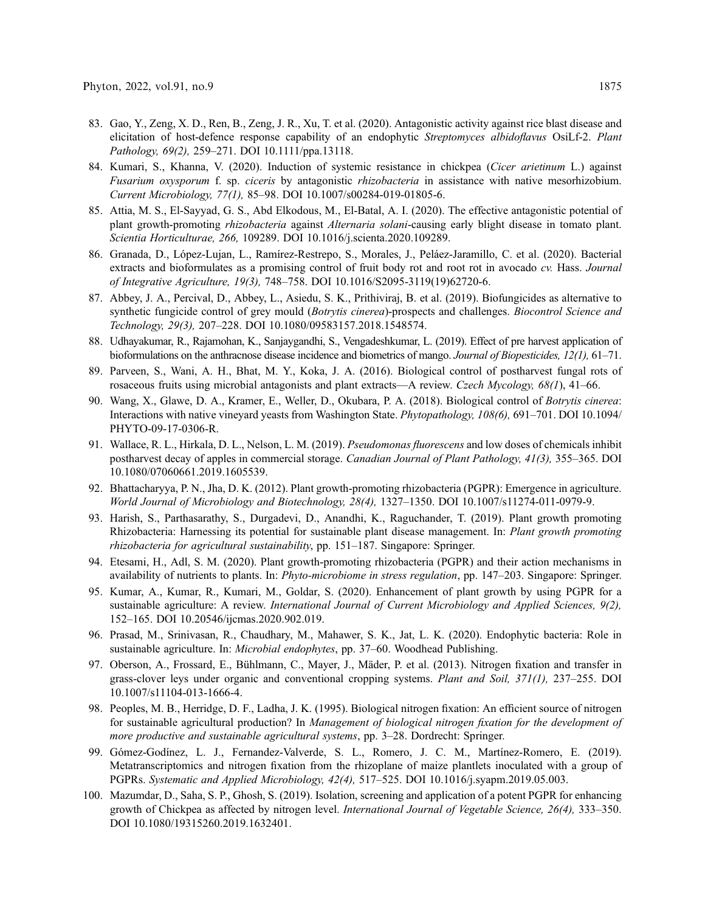83. Gao, Y., Zeng, X. D., Ren, B., Zeng, J. R., Xu, T. et al. (2020). Antagonistic activity against rice blast disease and elicitation of host-defence response capability of an endophytic *Streptomyces albidoflavus* OsiLf-2. *Plant Pathology, 69(2),* 259–271. DOI 10.1111/ppa.13118.
84. Kumari, S., Khanna, V. (2020). Induction of systemic resistance in chickpea (*Cicer arietinum* L.) against *Fusarium oxysporum* f. sp. *ciceris* by antagonistic *rhizobacteria* in assistance with native mesorhizobium. *Current Microbiology, 77(1),* 85–98. DOI 10.1007/s00284-019-01805-6.
85. Attia, M. S., El-Sayyad, G. S., Abd Elkodous, M., El-Batal, A. I. (2020). The effective antagonistic potential of plant growth-promoting *rhizobacteria* against *Alternaria solani*-causing early blight disease in tomato plant. *Scientia Horticulturae, 266,* 109289. DOI 10.1016/j.scienta.2020.109289.
86. Granada, D., López-Lujan, L., Ramírez-Restrepo, S., Morales, J., Peláez-Jaramillo, C. et al. (2020). Bacterial extracts and bioformulates as a promising control of fruit body rot and root rot in avocado *cv.* Hass. *Journal of Integrative Agriculture, 19(3),* 748–758. DOI 10.1016/S2095-3119(19)62720-6.
87. Abbey, J. A., Percival, D., Abbey, L., Asiedu, S. K., Prithiviraj, B. et al. (2019). Biofungicides as alternative to synthetic fungicide control of grey mould (*Botrytis cinerea*)-prospects and challenges. *Biocontrol Science and Technology, 29(3),* 207–228. DOI 10.1080/09583157.2018.1548574.
88. Udhayakumar, R., Rajamohan, K., Sanjaygandhi, S., Vengadeshkumar, L. (2019). Effect of pre harvest application of bioformulations on the anthracnose disease incidence and biometrics of mango. *Journal of Biopesticides, 12(1),* 61–71.
89. Parveen, S., Wani, A. H., Bhat, M. Y., Koka, J. A. (2016). Biological control of postharvest fungal rots of rosaceous fruits using microbial antagonists and plant extracts—A review. *Czech Mycology, 68(1*), 41–66.
90. Wang, X., Glawe, D. A., Kramer, E., Weller, D., Okubara, P. A. (2018). Biological control of *Botrytis cinerea*: Interactions with native vineyard yeasts from Washington State. *Phytopathology, 108(6),* 691–701. DOI 10.1094/PHYTO-09-17-0306-R.
91. Wallace, R. L., Hirkala, D. L., Nelson, L. M. (2019). *Pseudomonas fluorescens* and low doses of chemicals inhibit postharvest decay of apples in commercial storage. *Canadian Journal of Plant Pathology, 41(3),* 355–365. DOI 10.1080/07060661.2019.1605539.
92. Bhattacharyya, P. N., Jha, D. K. (2012). Plant growth-promoting rhizobacteria (PGPR): Emergence in agriculture. *World Journal of Microbiology and Biotechnology, 28(4),* 1327–1350. DOI 10.1007/s11274-011-0979-9.
93. Harish, S., Parthasarathy, S., Durgadevi, D., Anandhi, K., Raguchander, T. (2019). Plant growth promoting Rhizobacteria: Harnessing its potential for sustainable plant disease management. In: *Plant growth promoting rhizobacteria for agricultural sustainability*, pp. 151–187. Singapore: Springer.
94. Etesami, H., Adl, S. M. (2020). Plant growth-promoting rhizobacteria (PGPR) and their action mechanisms in availability of nutrients to plants. In: *Phyto-microbiome in stress regulation*, pp. 147–203. Singapore: Springer.
95. Kumar, A., Kumar, R., Kumari, M., Goldar, S. (2020). Enhancement of plant growth by using PGPR for a sustainable agriculture: A review. *International Journal of Current Microbiology and Applied Sciences, 9(2),* 152–165. DOI 10.20546/ijcmas.2020.902.019.
96. Prasad, M., Srinivasan, R., Chaudhary, M., Mahawer, S. K., Jat, L. K. (2020). Endophytic bacteria: Role in sustainable agriculture. In: *Microbial endophytes*, pp. 37–60. Woodhead Publishing.
97. Oberson, A., Frossard, E., Bühlmann, C., Mayer, J., Mäder, P. et al. (2013). Nitrogen fixation and transfer in grass-clover leys under organic and conventional cropping systems. *Plant and Soil, 371(1),* 237–255. DOI 10.1007/s11104-013-1666-4.
98. Peoples, M. B., Herridge, D. F., Ladha, J. K. (1995). Biological nitrogen fixation: An efficient source of nitrogen for sustainable agricultural production? In *Management of biological nitrogen fixation for the development of more productive and sustainable agricultural systems*, pp. 3–28. Dordrecht: Springer.
99. Gómez-Godínez, L. J., Fernandez-Valverde, S. L., Romero, J. C. M., Martínez-Romero, E. (2019). Metatranscriptomics and nitrogen fixation from the rhizoplane of maize plantlets inoculated with a group of PGPRs. *Systematic and Applied Microbiology, 42(4),* 517–525. DOI 10.1016/j.syapm.2019.05.003.
100. Mazumdar, D., Saha, S. P., Ghosh, S. (2019). Isolation, screening and application of a potent PGPR for enhancing growth of Chickpea as affected by nitrogen level. *International Journal of Vegetable Science, 26(4),* 333–350. DOI 10.1080/19315260.2019.1632401.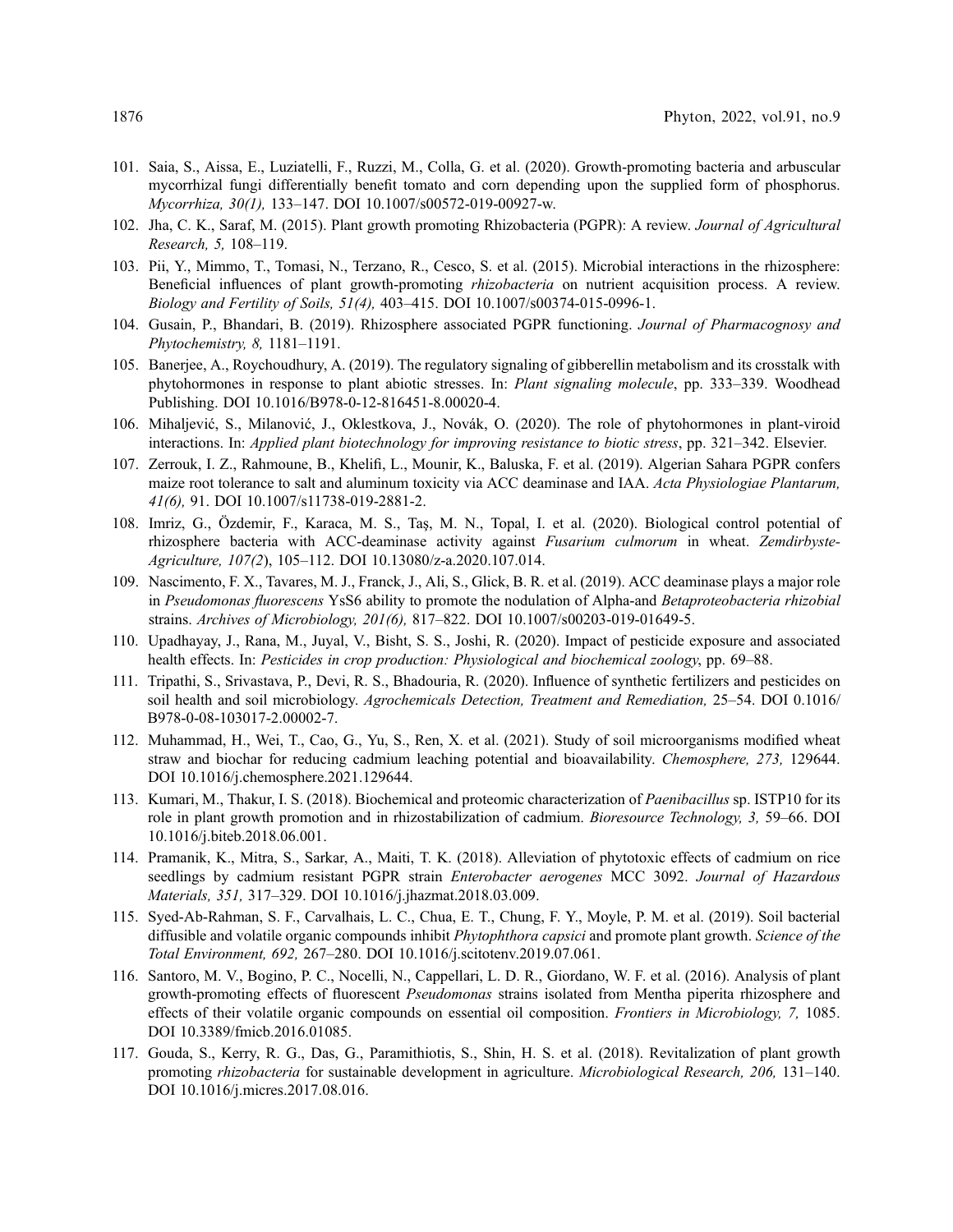101. Saia, S., Aissa, E., Luziatelli, F., Ruzzi, M., Colla, G. et al. (2020). Growth-promoting bacteria and arbuscular mycorrhizal fungi differentially benefit tomato and corn depending upon the supplied form of phosphorus. *Mycorrhiza, 30(1),* 133–147. DOI 10.1007/s00572-019-00927-w.
102. Jha, C. K., Saraf, M. (2015). Plant growth promoting Rhizobacteria (PGPR): A review. *Journal of Agricultural Research, 5,* 108–119.
103. Pii, Y., Mimmo, T., Tomasi, N., Terzano, R., Cesco, S. et al. (2015). Microbial interactions in the rhizosphere: Beneficial influences of plant growth-promoting *rhizobacteria* on nutrient acquisition process. A review. *Biology and Fertility of Soils, 51(4),* 403–415. DOI 10.1007/s00374-015-0996-1.
104. Gusain, P., Bhandari, B. (2019). Rhizosphere associated PGPR functioning. *Journal of Pharmacognosy and Phytochemistry, 8,* 1181–1191.
105. Banerjee, A., Roychoudhury, A. (2019). The regulatory signaling of gibberellin metabolism and its crosstalk with phytohormones in response to plant abiotic stresses. In: *Plant signaling molecule*, pp. 333–339. Woodhead Publishing. DOI 10.1016/B978-0-12-816451-8.00020-4.
106. Mihaljević, S., Milanović, J., Oklestkova, J., Novák, O. (2020). The role of phytohormones in plant-viroid interactions. In: *Applied plant biotechnology for improving resistance to biotic stress*, pp. 321–342. Elsevier.
107. Zerrouk, I. Z., Rahmoune, B., Khelifi, L., Mounir, K., Baluska, F. et al. (2019). Algerian Sahara PGPR confers maize root tolerance to salt and aluminum toxicity via ACC deaminase and IAA. *Acta Physiologiae Plantarum, 41(6),* 91. DOI 10.1007/s11738-019-2881-2.
108. Imriz, G., Özdemir, F., Karaca, M. S., Taş, M. N., Topal, I. et al. (2020). Biological control potential of rhizosphere bacteria with ACC-deaminase activity against *Fusarium culmorum* in wheat. *Zemdirbyste-Agriculture, 107(2*), 105–112. DOI 10.13080/z-a.2020.107.014.
109. Nascimento, F. X., Tavares, M. J., Franck, J., Ali, S., Glick, B. R. et al. (2019). ACC deaminase plays a major role in *Pseudomonas fluorescens* YsS6 ability to promote the nodulation of Alpha-and *Betaproteobacteria rhizobial* strains. *Archives of Microbiology, 201(6),* 817–822. DOI 10.1007/s00203-019-01649-5.
110. Upadhayay, J., Rana, M., Juyal, V., Bisht, S. S., Joshi, R. (2020). Impact of pesticide exposure and associated health effects. In: *Pesticides in crop production: Physiological and biochemical zoology*, pp. 69–88.
111. Tripathi, S., Srivastava, P., Devi, R. S., Bhadouria, R. (2020). Influence of synthetic fertilizers and pesticides on soil health and soil microbiology. *Agrochemicals Detection, Treatment and Remediation,* 25–54. DOI 0.1016/B978-0-08-103017-2.00002-7.
112. Muhammad, H., Wei, T., Cao, G., Yu, S., Ren, X. et al. (2021). Study of soil microorganisms modified wheat straw and biochar for reducing cadmium leaching potential and bioavailability. *Chemosphere, 273,* 129644. DOI 10.1016/j.chemosphere.2021.129644.
113. Kumari, M., Thakur, I. S. (2018). Biochemical and proteomic characterization of *Paenibacillus* sp. ISTP10 for its role in plant growth promotion and in rhizostabilization of cadmium. *Bioresource Technology, 3,* 59–66. DOI 10.1016/j.biteb.2018.06.001.
114. Pramanik, K., Mitra, S., Sarkar, A., Maiti, T. K. (2018). Alleviation of phytotoxic effects of cadmium on rice seedlings by cadmium resistant PGPR strain *Enterobacter aerogenes* MCC 3092. *Journal of Hazardous Materials, 351,* 317–329. DOI 10.1016/j.jhazmat.2018.03.009.
115. Syed-Ab-Rahman, S. F., Carvalhais, L. C., Chua, E. T., Chung, F. Y., Moyle, P. M. et al. (2019). Soil bacterial diffusible and volatile organic compounds inhibit *Phytophthora capsici* and promote plant growth. *Science of the Total Environment, 692,* 267–280. DOI 10.1016/j.scitotenv.2019.07.061.
116. Santoro, M. V., Bogino, P. C., Nocelli, N., Cappellari, L. D. R., Giordano, W. F. et al. (2016). Analysis of plant growth-promoting effects of fluorescent *Pseudomonas* strains isolated from Mentha piperita rhizosphere and effects of their volatile organic compounds on essential oil composition. *Frontiers in Microbiology, 7,* 1085. DOI 10.3389/fmicb.2016.01085.
117. Gouda, S., Kerry, R. G., Das, G., Paramithiotis, S., Shin, H. S. et al. (2018). Revitalization of plant growth promoting *rhizobacteria* for sustainable development in agriculture. *Microbiological Research, 206,* 131–140. DOI 10.1016/j.micres.2017.08.016.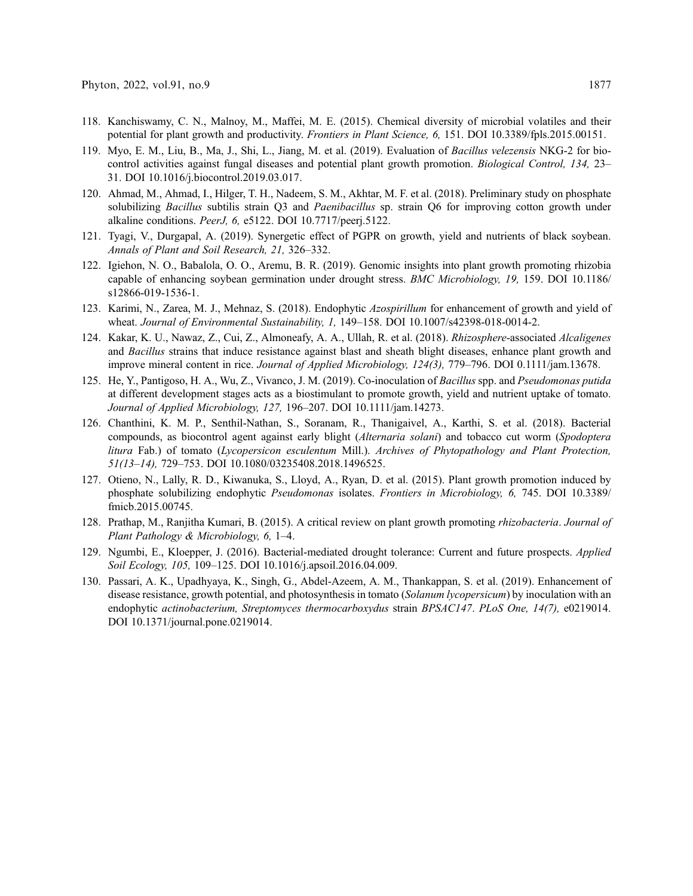118. Kanchiswamy, C. N., Malnoy, M., Maffei, M. E. (2015). Chemical diversity of microbial volatiles and their potential for plant growth and productivity. *Frontiers in Plant Science, 6,* 151. DOI 10.3389/fpls.2015.00151.

119. Myo, E. M., Liu, B., Ma, J., Shi, L., Jiang, M. et al. (2019). Evaluation of *Bacillus velezensis* NKG-2 for biocontrol activities against fungal diseases and potential plant growth promotion. *Biological Control, 134,* 23–31. DOI 10.1016/j.biocontrol.2019.03.017.

120. Ahmad, M., Ahmad, I., Hilger, T. H., Nadeem, S. M., Akhtar, M. F. et al. (2018). Preliminary study on phosphate solubilizing *Bacillus* subtilis strain Q3 and *Paenibacillus* sp. strain Q6 for improving cotton growth under alkaline conditions. *PeerJ, 6,* e5122. DOI 10.7717/peerj.5122.

121. Tyagi, V., Durgapal, A. (2019). Synergetic effect of PGPR on growth, yield and nutrients of black soybean. *Annals of Plant and Soil Research, 21,* 326–332.

122. Igiehon, N. O., Babalola, O. O., Aremu, B. R. (2019). Genomic insights into plant growth promoting rhizobia capable of enhancing soybean germination under drought stress. *BMC Microbiology, 19,* 159. DOI 10.1186/s12866-019-1536-1.

123. Karimi, N., Zarea, M. J., Mehnaz, S. (2018). Endophytic *Azospirillum* for enhancement of growth and yield of wheat. *Journal of Environmental Sustainability, 1,* 149–158. DOI 10.1007/s42398-018-0014-2.

124. Kakar, K. U., Nawaz, Z., Cui, Z., Almoneafy, A. A., Ullah, R. et al. (2018). *Rhizosphere*-associated *Alcaligenes* and *Bacillus* strains that induce resistance against blast and sheath blight diseases, enhance plant growth and improve mineral content in rice. *Journal of Applied Microbiology, 124(3),* 779–796. DOI 0.1111/jam.13678.

125. He, Y., Pantigoso, H. A., Wu, Z., Vivanco, J. M. (2019). Co-inoculation of *Bacillus* spp. and *Pseudomonas putida* at different development stages acts as a biostimulant to promote growth, yield and nutrient uptake of tomato. *Journal of Applied Microbiology, 127,* 196–207. DOI 10.1111/jam.14273.

126. Chanthini, K. M. P., Senthil-Nathan, S., Soranam, R., Thanigaivel, A., Karthi, S. et al. (2018). Bacterial compounds, as biocontrol agent against early blight (*Alternaria solani*) and tobacco cut worm (*Spodoptera litura* Fab.) of tomato (*Lycopersicon esculentum* Mill.). *Archives of Phytopathology and Plant Protection, 51(13–14),* 729–753. DOI 10.1080/03235408.2018.1496525.

127. Otieno, N., Lally, R. D., Kiwanuka, S., Lloyd, A., Ryan, D. et al. (2015). Plant growth promotion induced by phosphate solubilizing endophytic *Pseudomonas* isolates. *Frontiers in Microbiology, 6,* 745. DOI 10.3389/fmicb.2015.00745.

128. Prathap, M., Ranjitha Kumari, B. (2015). A critical review on plant growth promoting *rhizobacteria*. *Journal of Plant Pathology & Microbiology, 6,* 1–4.

129. Ngumbi, E., Kloepper, J. (2016). Bacterial-mediated drought tolerance: Current and future prospects. *Applied Soil Ecology, 105,* 109–125. DOI 10.1016/j.apsoil.2016.04.009.

130. Passari, A. K., Upadhyaya, K., Singh, G., Abdel-Azeem, A. M., Thankappan, S. et al. (2019). Enhancement of disease resistance, growth potential, and photosynthesis in tomato (*Solanum lycopersicum*) by inoculation with an endophytic *actinobacterium, Streptomyces thermocarboxydus* strain *BPSAC147*. *PLoS One, 14(7),* e0219014. DOI 10.1371/journal.pone.0219014.